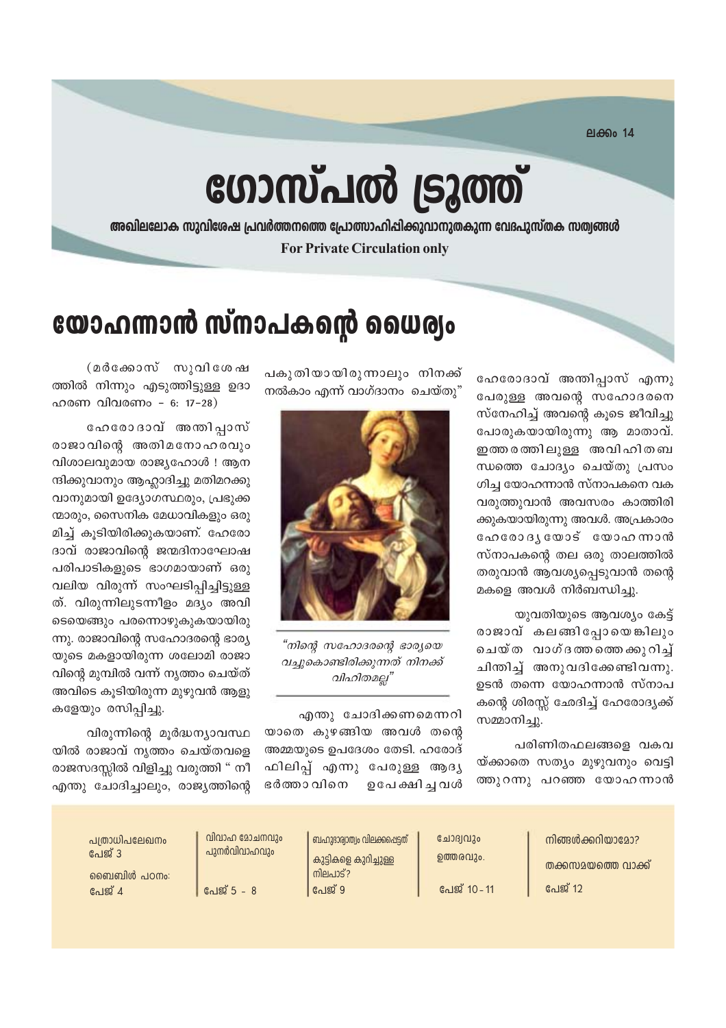ലക്കം 14

# ഗോസ്പൽ ട്രൂത്ത്

**അഖിലലോക സുവിശേഷ പ്രവർത്തനത്തെ പ്രോത്സാഹിപ്പിക്കുവാനുതകുന്ന വേദപുസ്തക സത്യങ്ങൾ**

**For Private Circulation only**

## യോഹന്നാൻ സ്നാപകന്റെ ധൈര്യം

(മർക്കോസ് സുവിശേഷത്തിൽ നിന്നും എടുത്തിട്ടുള്ള ഉദാഹരണ വിവരണം - 6: 17-28)

ഹേരോദാവ് അന്തിപ്പാസ് രാജാവിന്റെ അതിമനോഹരവും വിശാലവുമായ രാജ്യഹോൾ ! ആനന്ദിക്കുവാനും ആഹ്ലാദിച്ചു മതിമറക്കുവാനുമായി ഉദ്യോഗസ്ഥരും, പ്രഭുക്കന്മാരും, സൈനിക മേധാവികളും ഒരുമിച്ച് കൂടിയിരിക്കുകയാണ്. ഹേരോദാവ് രാജാവിന്റെ ജന്മദിനാഘോഷ പരിപാടികളുടെ ഭാഗമായാണ് ഒരു വലിയ വിരുന്ന് സംഘടിപ്പിച്ചിട്ടുള്ളത്. വിരുന്നിലുടനീളം മദ്യം അവിടെയെങ്ങും പരന്നൊഴുകുകയായിരുന്നു. രാജാവിന്റെ സഹോദരന്റെ ഭാര്യയുടെ മകളായിരുന്ന ശലോമി രാജാവിന്റെ മുമ്പിൽ വന്ന് നൃത്തം ചെയ്ത് അവിടെ കൂടിയിരുന്ന മുഴുവൻ ആളുകളേയും രസിപ്പിച്ചു.

വിരുന്നിന്റെ മൂർദ്ധന്യാവസ്ഥയിൽ രാജാവ് നൃത്തം ചെയ്തവളെ രാജസദസ്സിൽ വിളിച്ചു വരുത്തി " നീ എന്തു ചോദിച്ചാലും, രാജ്യത്തിന്റെ പകുതിയായിരുന്നാലും നിനക്ക് നൽകാം എന്ന് വാഗ്ദാനം ചെയ്തു"

*"നിന്റെ സഹോദരന്റെ ഭാര്യയെ വച്ചുകൊണ്ടിരിക്കുന്നത് നിനക്ക് വിഹിതമല്ല"*

എന്തു ചോദിക്കണമെന്നറിയാതെ കുഴങ്ങിയ അവൾ തന്റെ അമ്മയുടെ ഉപദേശം തേടി. ഹരോദ് ഫിലിപ്പ് എന്നു പേരുള്ള ആദ്യ ഭർത്താവിനെ ഉപേക്ഷിച്ചവൾ ഹേരോദാവ് അന്തിപ്പാസ് എന്നു പേരുള്ള അവന്റെ സഹോദരനെ സ്നേഹിച്ച് അവന്റെ കൂടെ ജീവിച്ചു പോരുകയായിരുന്നു ആ മാതാവ്. ഇത്തരത്തിലുള്ള അവിഹിതബന്ധത്തെ ചോദ്യം ചെയ്തു പ്രസംഗിച്ച യോഹന്നാൻ സ്നാപകനെ വകവരുത്തുവാൻ അവസരം കാത്തിരിക്കുകയായിരുന്നു അവൾ. അപ്രകാരം ഹേരോദ്യയോട് യോഹന്നാൻ സ്നാപകന്റെ തല ഒരു താലത്തിൽ തരുവാൻ ആവശ്യപ്പെടുവാൻ തന്റെ മകളെ അവൾ നിർബന്ധിച്ചു.

യുവതിയുടെ ആവശ്യം കേട്ട് രാജാവ് കലങ്ങിപ്പോയെങ്കിലും ചെയ്ത വാഗ്ദത്തത്തെക്കുറിച്ച് ചിന്തിച്ച് അനുവദിക്കേണ്ടിവന്നു. ഉടൻ തന്നെ യോഹന്നാൻ സ്നാപകന്റെ ശിരസ്സ് ഛേദിച്ച് ഹേരോദ്യക്ക് സമ്മാനിച്ചു.

പരിണിതഫലങ്ങളെ വകവയ്ക്കാതെ സത്യം മുഴുവനും വെട്ടിത്തുറന്നു പറഞ്ഞ യോഹന്നാൻ

| | | | | |
|---|---|---|---|---|
| പത്രാധിപലേഖനം പേജ് 3<br>ബൈബിൾ പഠനം: പേജ് 4 | വിവാഹ മോചനവും പുനർവിവാഹവും<br>പേജ് 5 - 8 | ബഹുഭാര്യാത്വം വിലക്കപ്പെട്ടത്<br>കുട്ടികളെ കുറിച്ചുള്ള നിലപാട്?<br>പേജ് 9 | ചോദ്യവും ഉത്തരവും.<br>പേജ് 10 - 11 | നിങ്ങൾക്കറിയാമോ?<br>തക്കസമയത്തെ വാക്ക്<br>പേജ് 12 |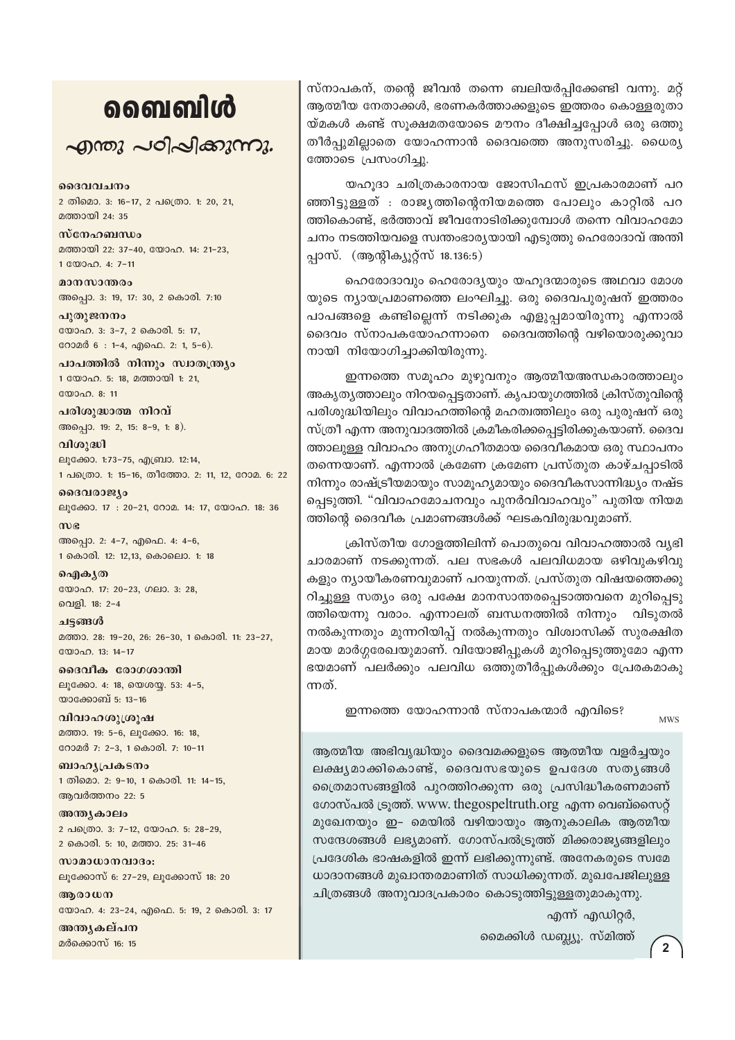# ബൈബിൾ

## എന്തു പഠിപ്പിക്കുന്നു.

**ദൈവവചനം**
2 തിമൊ. 3: 16-17, 2 പത്രൊ. 1: 20, 21, മത്തായി 24: 35

**സ്നേഹബന്ധം**
മത്തായി 22: 37-40, യോഹ. 14: 21-23, 1 യോഹ. 4: 7-11

**മാനസാന്തരം**
അപ്പൊ. 3: 19, 17: 30, 2 കൊരി. 7:10

**പുതുജനനം**
യോഹ. 3: 3-7, 2 കൊരി. 5: 17, റോമർ 6 : 1-4, എഫെ. 2: 1, 5-6).

**പാപത്തിൽ നിന്നും സ്വാതന്ത്ര്യം**
1 യോഹ. 5: 18, മത്തായി 1: 21, യോഹ. 8: 11

**പരിശുദ്ധാത്മ നിറവ്**
അപ്പൊ. 19: 2, 15: 8-9, 1: 8).

**വിശുദ്ധി**
ലൂക്കോ. 1:73-75, എബ്രാ. 12:14, 1 പത്രൊ. 1: 15-16, തീത്തോ. 2: 11, 12, റോമ. 6: 22

**ദൈവരാജ്യം**
ലൂക്കോ. 17 : 20-21, റോമ. 14: 17, യോഹ. 18: 36

**സഭ**
അപ്പൊ. 2: 4-7, എഫെ. 4: 4-6, 1 കൊരി. 12: 12,13, കൊലൊ. 1: 18

**ഐക്യത**
യോഹ. 17: 20-23, ഗലാ. 3: 28, വെളി. 18: 2-4

**ചട്ടങ്ങൾ**
മത്താ. 28: 19-20, 26: 26-30, 1 കൊരി. 11: 23-27, യോഹ. 13: 14-17

**ദൈവീക രോഗശാന്തി**
ലൂക്കോ. 4: 18, യെശയ്യ. 53: 4-5, യാക്കോബ് 5: 13-16

**വിവാഹശുശ്രൂഷ**
മത്താ. 19: 5-6, ലൂക്കോ. 16: 18, റോമർ 7: 2-3, 1 കൊരി. 7: 10-11

**ബാഹ്യപ്രകടനം**
1 തിമൊ. 2: 9-10, 1 കൊരി. 11: 14-15, ആവർത്തനം 22: 5

**അന്ത്യകാലം**
2 പത്രൊ. 3: 7-12, യോഹ. 5: 28-29, 2 കൊരി. 5: 10, മത്താ. 25: 31-46

**സാമാധാനവാദം:**
ലൂക്കോസ് 6: 27-29, ലൂക്കോസ് 18: 20

**ആരാധന**
യോഹ. 4: 23-24, എഫെ. 5: 19, 2 കൊരി. 3: 17

**അന്ത്യകല്പന**
മർക്കോസ് 16: 15

സ്നാപകന്, തന്റെ ജീവൻ തന്നെ ബലിയർപ്പിക്കേണ്ടി വന്നു. മറ്റ് ആത്മീയ നേതാക്കൾ, ഭരണകർത്താക്കളുടെ ഇത്തരം കൊള്ളരുതായ്മകൾ കണ്ട് സൂക്ഷമതയോടെ മൗനം ദീക്ഷിച്ചപ്പോൾ ഒരു ഒത്തുതീർപ്പുമില്ലാതെ യോഹന്നാൻ ദൈവത്തെ അനുസരിച്ചു. ധൈര്യത്തോടെ പ്രസംഗിച്ചു.

യഹൂദാ ചരിത്രകാരനായ ജോസിഫസ് ഇപ്രകാരമാണ് പറഞ്ഞിട്ടുള്ളത് : രാജ്യത്തിന്റെനിയമത്തെ പോലും കാറ്റിൽ പറത്തികൊണ്ട്, ഭർത്താവ് ജീവനോടിരിക്കുമ്പോൾ തന്നെ വിവാഹമോചനം നടത്തിയവളെ സ്വന്തംഭാര്യയായി എടുത്തു ഹെരോദാവ് അന്തിപ്പാസ്. (ആന്റിക്യൂറ്റ്സ് 18.136:5)

ഹെരോദാവും ഹെരോദ്യയും യഹൂദന്മാരുടെ അഥവാ മോശയുടെ ന്യായപ്രമാണത്തെ ലംഘിച്ചു. ഒരു ദൈവപുരുഷന് ഇത്തരം പാപങ്ങളെ കണ്ടില്ലെന്ന് നടിക്കുക എളുപ്പമായിരുന്നു എന്നാൽ ദൈവം സ്നാപകയോഹന്നാനെ ദൈവത്തിന്റെ വഴിയൊരുക്കുവാനായി നിയോഗിച്ചാക്കിയിരുന്നു.

ഇന്നത്തെ സമൂഹം മുഴുവനും ആത്മീയഅന്ധകാരത്താലും അകൃത്യത്താലും നിറയപ്പെട്ടതാണ്. കൃപായുഗത്തിൽ ക്രിസ്തുവിന്റെ പരിശുദ്ധിയിലും വിവാഹത്തിന്റെ മഹത്വത്തിലും ഒരു പുരുഷന് ഒരു സ്ത്രീ എന്ന അനുവാദത്തിൽ ക്രമീകരിക്കപ്പെട്ടിരിക്കുകയാണ്. ദൈവത്താലുള്ള വിവാഹം അനുഗ്രഹീതമായ ദൈവീകമായ ഒരു സ്ഥാപനം തന്നെയാണ്. എന്നാൽ ക്രമേണ ക്രമേണ പ്രസ്തുത കാഴ്ചപ്പാടിൽ നിന്നും രാഷ്ട്രീയമായും സാമൂഹ്യമായും ദൈവീകസാന്നിദ്ധ്യം നഷ്ടപ്പെടുത്തി. "വിവാഹമോചനവും പുനർവിവാഹവും" പുതിയ നിയമത്തിന്റെ ദൈവീക പ്രമാണങ്ങൾക്ക് ഘടകവിരുദ്ധവുമാണ്.

ക്രിസ്തീയ ഗോളത്തിലിന്ന് പൊതുവെ വിവാഹത്താൽ വ്യഭിചാരമാണ് നടക്കുന്നത്. പല സഭകൾ പലവിധമായ ഒഴിവുകഴിവുകളും ന്യായീകരണവുമാണ് പറയുന്നത്. പ്രസ്തുത വിഷയത്തെക്കുറിച്ചുള്ള സത്യം ഒരു പക്ഷേ മാനസാന്തരപ്പെടാത്തവനെ മുറിപ്പെടുത്തിയെന്നു വരാം. എന്നാലത് ബന്ധനത്തിൽ നിന്നും വിടുതൽ നൽകുന്നതും മുന്നറിയിപ്പ് നൽകുന്നതും വിശ്വാസിക്ക് സുരക്ഷിതമായ മാർഗ്ഗരേഖയുമാണ്. വിയോജിപ്പുകൾ മുറിപ്പെടുത്തുമോ എന്ന ഭയമാണ് പലർക്കും പലവിധ ഒത്തുതീർപ്പുകൾക്കും പ്രേരകമാകുന്നത്.

ഇന്നത്തെ യോഹന്നാൻ സ്നാപകന്മാർ എവിടെ?

MWS

ആത്മീയ അഭിവൃദ്ധിയും ദൈവമക്കളുടെ ആത്മീയ വളർച്ചയും ലക്ഷ്യമാക്കികൊണ്ട്, ദൈവസഭയുടെ ഉപദേശ സത്യങ്ങൾ ത്രൈമാസങ്ങളിൽ പുറത്തിറക്കുന്ന ഒരു പ്രസിദ്ധീകരണമാണ് ഗോസ്പൽ ട്രൂത്ത്. www. thegospeltruth.org എന്ന വെബ്സൈറ്റ് മുഖേനയും ഇ- മെയിൽ വഴിയായും ആനുകാലിക ആത്മീയ സന്ദേശങ്ങൾ ലഭ്യമാണ്. ഗോസ്പൽട്രൂത്ത് മിക്കരാജ്യങ്ങളിലും പ്രാദേശിക ഭാഷകളിൽ ഇന്ന് ലഭിക്കുന്നുണ്ട്. അനേകരുടെ സ്വമേധാദാനങ്ങൾ മുഖാന്തരമാണിത് സാധിക്കുന്നത്. മുഖപേജിലുള്ള ചിത്രങ്ങൾ അനുവാദപ്രകാരം കൊടുത്തിട്ടുള്ളതുമാകുന്നു.

എന്ന് എഡിറ്റർ,

മൈക്കിൾ ഡബ്ല്യൂ. സ്മിത്ത്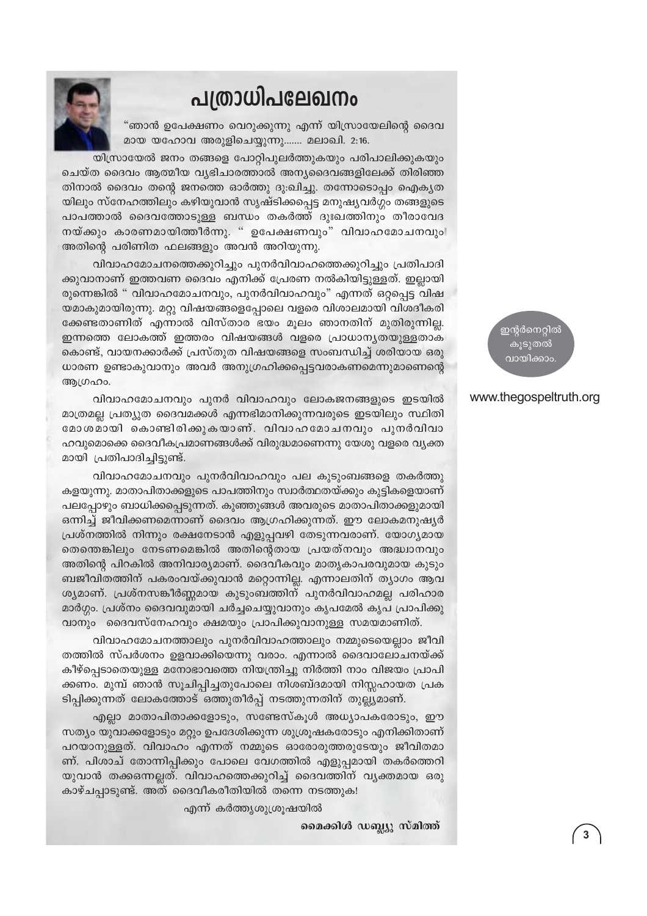# പത്രാധിപലേഖനം

"ഞാൻ ഉപേക്ഷണം വെറുക്കുന്നു എന്ന് യിസ്രായേലിന്റെ ദൈവമായ യഹോവ അരുളിച്ചെയ്യുന്നു....... മലാഖി. 2:16.

യിസ്രായേൽ ജനം തങ്ങളെ പോറ്റിപുലർത്തുകയും പരിപാലിക്കുകയും ചെയ്ത ദൈവം ആത്മീയ വ്യഭിചാരത്താൽ അന്യദൈവങ്ങളിലേക്ക് തിരിഞ്ഞതിനാൽ ദൈവം തന്റെ ജനത്തെ ഓർത്തു ദു:ഖിച്ചു. തന്നോടൊപ്പം ഐക്യതയിലും സ്നേഹത്തിലും കഴിയുവാൻ സൃഷ്ടിക്കപ്പെട്ട മനുഷ്യവർഗ്ഗം തങ്ങളുടെ പാപത്താൽ ദൈവത്തോടുള്ള ബന്ധം തകർത്ത് ദുഃഖത്തിനും തീരാവേദനയ്ക്കും കാരണമായിത്തീർന്നു. " ഉപേക്ഷണവും" വിവാഹമോചനവും അതിന്റെ പരിണിത ഫലങ്ങളും അവൻ അറിയുന്നു.

വിവാഹമോചനത്തെക്കുറിച്ചും പുനർവിവാഹത്തെക്കുറിച്ചും പ്രതിപാദിക്കുവാനാണ് ഇത്തവണ ദൈവം എനിക്ക് പ്രേരണ നൽകിയിട്ടുള്ളത്. ഇല്ലായിരുന്നെങ്കിൽ " വിവാഹമോചനവും, പുനർവിവാഹവും" എന്നത് ഒറ്റപ്പെട്ട വിഷയമാകുമായിരുന്നു. മറ്റു വിഷയങ്ങളെപ്പോലെ വളരെ വിശാലമായി വിശദീകരിക്കേണ്ടതാണിത് എന്നാൽ വിസ്താര ഭയം മൂലം ഞാനതിന് മുതിരുന്നില്ല. ഇന്നത്തെ ലോകത്ത് ഇത്തരം വിഷയങ്ങൾ വളരെ പ്രാധാന്യതയുള്ളതാകകൊണ്ട്, വായനക്കാർക്ക് പ്രസ്തുത വിഷയങ്ങളെ സംബന്ധിച്ച് ശരിയായ ഒരു ധാരണ ഉണ്ടാകുവാനും അവർ അനുഗ്രഹിക്കപ്പെട്ടവരാകണമെന്നുമാണെന്റെ ആഗ്രഹം.

വിവാഹമോചനവും പുനർ വിവാഹവും ലോകജനങ്ങളുടെ ഇടയിൽ മാത്രമല്ല പ്രത്യുത ദൈവമക്കൾ എന്നഭിമാനിക്കുന്നവരുടെ ഇടയിലും സ്ഥിതി മോശമായി കൊണ്ടിരിക്കുകയാണ്. വിവാഹമോചനവും പുനർവിവാഹവുമൊക്കെ ദൈവീകപ്രമാണങ്ങൾക്ക് വിരുദ്ധമാണെന്നു യേശു വളരെ വ്യക്തമായി പ്രതിപാദിച്ചിട്ടുണ്ട്.

വിവാഹമോചനവും പുനർവിവാഹവും പല കുടുംബങ്ങളെ തകർത്തുകളയുന്നു. മാതാപിതാക്കളുടെ പാപത്തിനും സ്വാർത്ഥതയ്ക്കും കുട്ടികളെയാണ് പലപ്പോഴും ബാധിക്കപ്പെടുന്നത്. കുഞ്ഞുങ്ങൾ അവരുടെ മാതാപിതാക്കളുമായി ഒന്നിച്ച് ജീവിക്കണമെന്നാണ് ദൈവം ആഗ്രഹിക്കുന്നത്. ഈ ലോകമനുഷ്യർ പ്രശ്നത്തിൽ നിന്നും രക്ഷനേടാൻ എളുപ്പവഴി തേടുന്നവരാണ്. യോഗ്യമായതെന്തെങ്കിലും നേടണമെങ്കിൽ അതിന്റെതായ പ്രയത്നവും അദ്ധ്വാനവും അതിന്റെ പിറകിൽ അനിവാര്യമാണ്. ദൈവീകവും മാതൃകാപരവുമായ കുടുംബജീവിതത്തിന് പകരംവയ്ക്കുവാൻ മറ്റൊന്നില്ല. എന്നാലതിന് ത്യാഗം ആവശ്യമാണ്. പ്രശ്നസങ്കീർണ്ണമായ കുടുംബത്തിന് പുനർവിവാഹമല്ല പരിഹാര മാർഗ്ഗം. പ്രശ്നം ദൈവവുമായി ചർച്ചചെയ്യുവാനും കൃപമേൽ കൃപ പ്രാപിക്കുവാനും ദൈവസ്നേഹവും ക്ഷമയും പ്രാപിക്കുവാനുള്ള സമയമാണിത്.

വിവാഹമോചനത്താലും പുനർവിവാഹത്താലും നമ്മുടെയെല്ലാം ജീവിതത്തിൽ സ്പർശനം ഉളവാക്കിയെന്നു വരാം. എന്നാൽ ദൈവാലോചനയ്ക്ക് കീഴ്പ്പെടാതെയുള്ള മനോഭാവത്തെ നിയന്ത്രിച്ചു നിർത്തി നാം വിജയം പ്രാപിക്കണം. മുമ്പ് ഞാൻ സൂചിപ്പിച്ചതുപോലെ നിശബ്ദമായി നിസ്സഹായത പ്രകടിപ്പിക്കുന്നത് ലോകത്തോട് ഒത്തുതീർപ്പ് നടത്തുന്നതിന് തുല്ല്യമാണ്.

എല്ലാ മാതാപിതാക്കളോടും, സണ്ടേസ്കൂൾ അധ്യാപകരോടും, ഈ സത്യം യുവാക്കളോടും മറ്റും ഉപദേശിക്കുന്ന ശുശ്രൂഷകരോടും എനിക്കിതാണ് പറയാനുള്ളത്. വിവാഹം എന്നത് നമ്മുടെ ഓരോരുത്തരുടേയും ജീവിതമാണ്. പിശാച് തോന്നിപ്പിക്കും പോലെ വേഗത്തിൽ എളുപ്പമായി തകർത്തെറിയുവാൻ തക്കഒന്നല്ലത്. വിവാഹത്തെക്കുറിച്ച് ദൈവത്തിന് വ്യക്തമായ ഒരു കാഴ്ചപ്പാടുണ്ട്. അത് ദൈവീകരീതിയിൽ തന്നെ നടത്തുക!

എന്ന് കർത്തൃശുശ്രൂഷയിൽ

**മൈക്കിൾ ഡബ്ല്യു സ്മിത്ത്**

ഇന്റർനെറ്റിൽ കൂടുതൽ വായിക്കാം.

www.thegospeltruth.org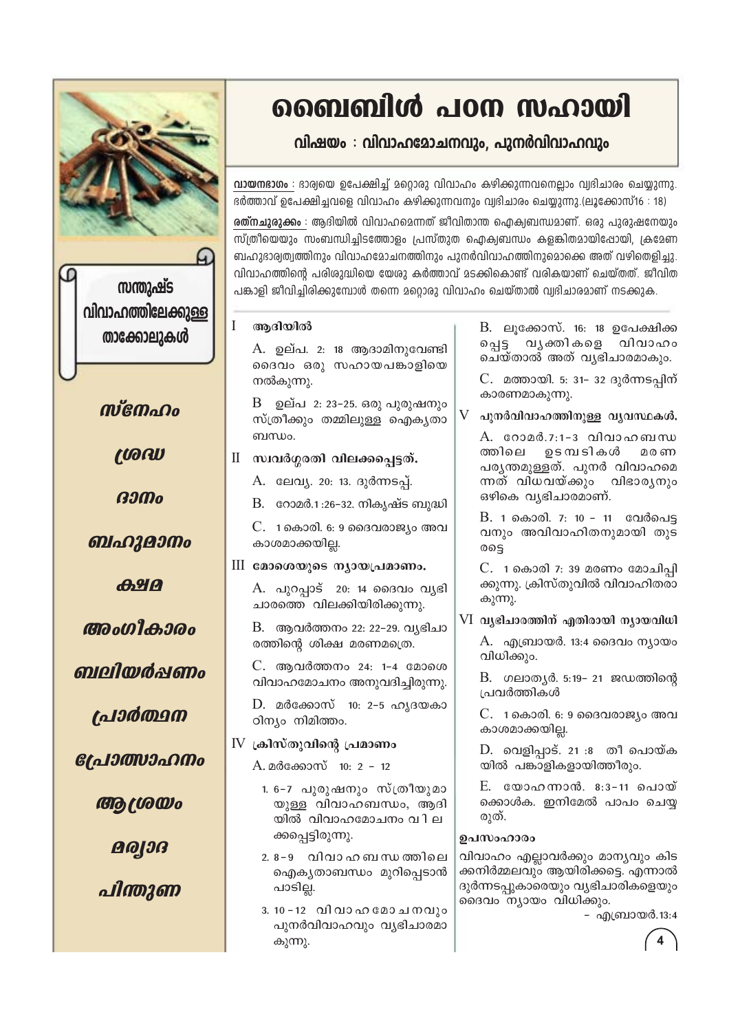# ബൈബിൾ പഠന സഹായി

## വിഷയം : വിവാഹമോചനവും, പുനർവിവാഹവും

**വായനഭാഗം** : ഭാര്യയെ ഉപേക്ഷിച്ച് മറ്റൊരു വിവാഹം കഴിക്കുന്നവനെല്ലാം വ്യഭിചാരം ചെയ്യുന്നു. ഭർത്താവ് ഉപേക്ഷിച്ചവളെ വിവാഹം കഴിക്കുന്നവനും വ്യഭിചാരം ചെയ്യുന്നു.(ലൂക്കോസ്16 : 18)

**രത്നചുരുക്കം** : ആദിയിൽ വിവാഹമെന്നത് ജീവിതാന്ത ഐക്യബന്ധമാണ്. ഒരു പുരുഷനേയും സ്ത്രീയെയും സംബന്ധിച്ചിടത്തോളം പ്രസ്തുത ഐക്യബന്ധം കളങ്കിതമായിപ്പോയി, ക്രമേണ ബഹുഭാര്യത്വത്തിനും വിവാഹമോചനത്തിനും പുനർവിവാഹത്തിനുമൊക്കെ അത് വഴിതെളിച്ചു. വിവാഹത്തിന്റെ പരിശുദ്ധിയെ യേശു കർത്താവ് മടക്കികൊണ്ട് വരികയാണ് ചെയ്തത്. ജീവിത പങ്കാളി ജീവിച്ചിരിക്കുമ്പോൾ തന്നെ മറ്റൊരു വിവാഹം ചെയ്താൽ വ്യഭിചാരമാണ് നടക്കുക.

### I ആദിയിൽ

A. ഉല്പ. 2: 18 ആദാമിനുവേണ്ടി ദൈവം ഒരു സഹായപങ്കാളിയെ നൽകുന്നു.

B ഉല്പ 2: 23-25. ഒരു പുരുഷനും സ്ത്രീക്കും തമ്മിലുള്ള ഐകൃതാ ബന്ധം.

### II സ്വവർഗ്ഗരതി വിലക്കപ്പെട്ടത്.

A. ലേവ്യ. 20: 13. ദുർന്നടപ്പ്.

B. റോമർ.1 :26-32. നികൃഷ്ട ബുദ്ധി

C. 1 കൊരി. 6: 9 ദൈവരാജ്യം അവകാശമാക്കയില്ല.

### III മോശെയുടെ ന്യായപ്രമാണം.

A. പുറപ്പാട് 20: 14 ദൈവം വ്യഭിചാരത്തെ വിലക്കിയിരിക്കുന്നു.

B. ആവർത്തനം 22: 22-29. വ്യഭിചാരത്തിന്റെ ശിക്ഷ മരണമത്രെ.

C. ആവർത്തനം 24: 1-4 മോശെ വിവാഹമോചനം അനുവദിച്ചിരുന്നു.

D. മർക്കോസ് 10: 2-5 ഹൃദയകാഠിന്യം നിമിത്തം.

### IV ക്രിസ്തുവിന്റെ പ്രമാണം

A. മർക്കോസ് 10: 2 - 12

1. 6-7 പുരുഷനും സ്ത്രീയുമായുള്ള വിവാഹബന്ധം, ആദിയിൽ വിവാഹമോചനം വിലക്കപ്പെട്ടിരുന്നു.
2. 8-9 വിവാഹബന്ധത്തിലെ ഐകൃതാബന്ധം മുറിപ്പെടാൻ പാടില്ല.
3. 10-12 വിവാഹമോചനവും പുനർവിവാഹവും വ്യഭിചാരമാകുന്നു.

B. ലൂക്കോസ്. 16: 18 ഉപേക്ഷിക്കപ്പെട്ട വ്യക്തികളെ വിവാഹം ചെയ്താൽ അത് വ്യഭിചാരമാകും.

C. മത്തായി. 5: 31- 32 ദുർന്നടപ്പിന് കാരണമാകുന്നു.

### V പുനർവിവാഹത്തിനുള്ള വ്യവസ്ഥകൾ.

A. റോമർ.7:1-3 വിവാഹബന്ധത്തിലെ ഉടമ്പടികൾ മരണപര്യന്തമുള്ളത്. പുനർ വിവാഹമെന്നത് വിധവയ്ക്കും വിഭാര്യനും ഒഴികെ വ്യഭിചാരമാണ്.

B. 1 കൊരി. 7: 10 - 11 വേർപെട്ടവനും അവിവാഹിതനുമായി തുടരട്ടെ

C. 1 കൊരി 7: 39 മരണം മോചിപ്പിക്കുന്നു. ക്രിസ്തുവിൽ വിവാഹിതരാകുന്നു.

### VI വ്യഭിചാരത്തിന് എതിരായി ന്യായവിധി

A. എബ്രായർ. 13:4 ദൈവം ന്യായം വിധിക്കും.

B. ഗലാതൃർ. 5:19- 21 ജഡത്തിന്റെ പ്രവർത്തികൾ

C. 1 കൊരി. 6: 9 ദൈവരാജ്യം അവകാശമാക്കയില്ല.

D. വെളിപ്പാട്. 21 :8 തീ പൊയ്കയിൽ പങ്കാളികളായിത്തീരും.

E. യോഹന്നാൻ. 8:3-11 പൊയ്ക്കൊൾക. ഇനിമേൽ പാപം ചെയ്യരുത്.

### ഉപസംഹാരം

വിവാഹം എല്ലാവർക്കും മാന്യവും കിടക്കനിർമ്മലവും ആയിരിക്കട്ടെ. എന്നാൽ ദുർന്നടപ്പുകാരെയും വ്യഭിചാരികളെയും ദൈവം ന്യായം വിധിക്കും.

– എബ്രായർ.13:4

---

**സന്തുഷ്ട വിവാഹത്തിലേക്കുള്ള താക്കോലുകൾ**

*സ്നേഹം*

*ശ്രദ്ധ*

*ദാനം*

*ബഹുമാനം*

*ക്ഷമ*

*അംഗീകാരം*

*ബലിയർപ്പണം*

*പ്രാർത്ഥന*

*പ്രോത്സാഹനം*

*ആശ്രയം*

*മര്യാദ*

*പിന്തുണ*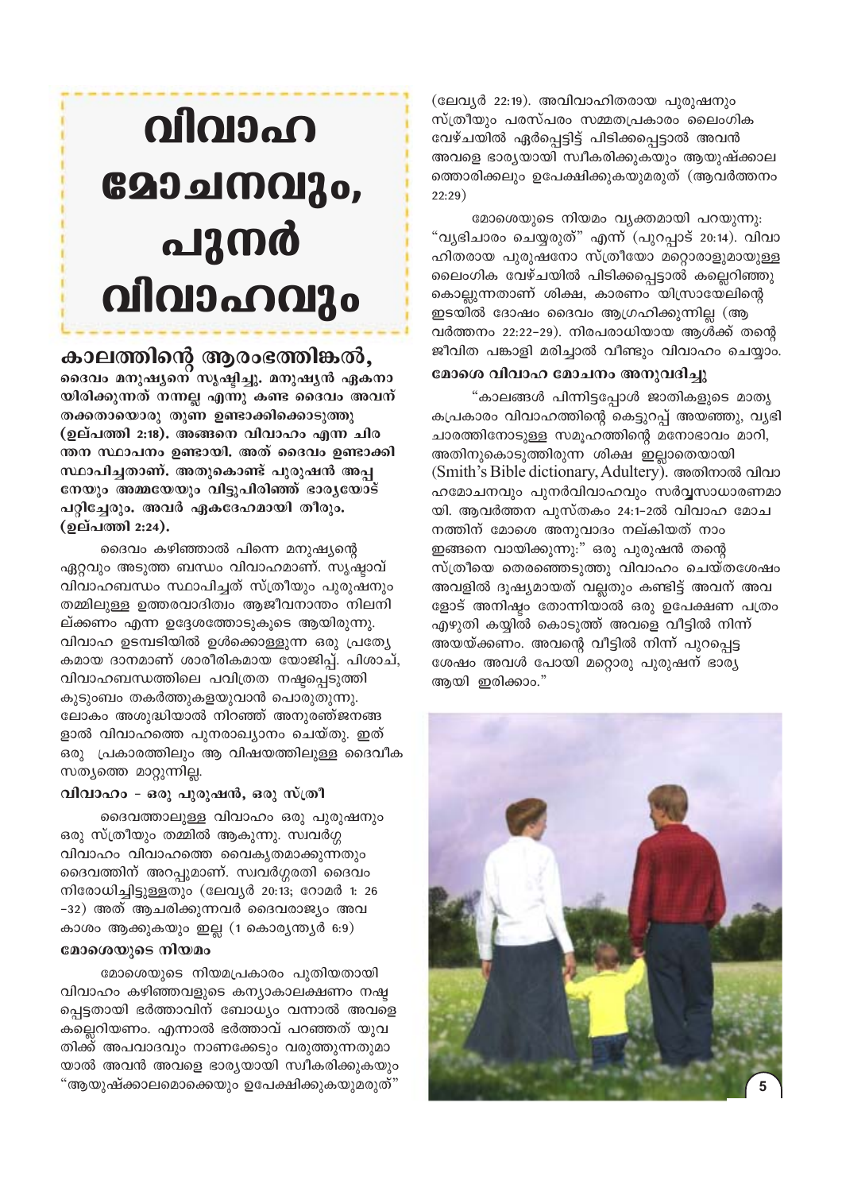# വിവാഹ മോചനവും, പുനർ വിവാഹവും

**കാലത്തിന്റെ ആരംഭത്തിങ്കൽ,** **ദൈവം മനുഷ്യനെ സൃഷ്ടിച്ചു. മനുഷ്യൻ ഏകനായിരിക്കുന്നത് നന്നല്ല എന്നു കണ്ട ദൈവം അവന് തക്കതായൊരു തുണ ഉണ്ടാക്കിക്കൊടുത്തു (ഉല്പത്തി 2:18). അങ്ങനെ വിവാഹം എന്ന ചിരന്തന സ്ഥാപനം ഉണ്ടായി. അത് ദൈവം ഉണ്ടാക്കി സ്ഥാപിച്ചതാണ്. അതുകൊണ്ട് പുരുഷൻ അപ്പനേയും അമ്മയേയും വിട്ടുപിരിഞ്ഞ് ഭാര്യയോട് പറ്റിച്ചേരും. അവർ ഏകദേഹമായി തീരും. (ഉല്പത്തി 2:24).**

ദൈവം കഴിഞ്ഞാൽ പിന്നെ മനുഷ്യന്റെ ഏറ്റവും അടുത്ത ബന്ധം വിവാഹമാണ്. സൃഷ്ടാവ് വിവാഹബന്ധം സ്ഥാപിച്ചത് സ്ത്രീയും പുരുഷനും തമ്മിലുള്ള ഉത്തരവാദിത്വം ആജീവനാന്തം നിലനില്ക്കണം എന്ന ഉദ്ദേശത്തോടുകൂടെ ആയിരുന്നു. വിവാഹ ഉടമ്പടിയിൽ ഉൾക്കൊള്ളുന്ന ഒരു പ്രത്യേകമായ ദാനമാണ് ശാരീരികമായ യോജിപ്പ്. പിശാച്, വിവാഹബന്ധത്തിലെ പവിത്രത നഷ്ടപ്പെടുത്തി കുടുംബം തകർത്തുകളയുവാൻ പൊരുതുന്നു. ലോകം അശുദ്ധിയാൽ നിറഞ്ഞ് അനുരഞ്ജനങ്ങളാൽ വിവാഹത്തെ പുനരാഖ്യാനം ചെയ്തു. ഇത് ഒരു പ്രകാരത്തിലും ആ വിഷയത്തിലുള്ള ദൈവീക സത്യത്തെ മാറ്റുന്നില്ല.

### വിവാഹം - ഒരു പുരുഷൻ, ഒരു സ്ത്രീ

ദൈവത്താലുള്ള വിവാഹം ഒരു പുരുഷനും ഒരു സ്ത്രീയും തമ്മിൽ ആകുന്നു. സ്വവർഗ്ഗ വിവാഹം വിവാഹത്തെ വൈകൃതമാക്കുന്നതും ദൈവത്തിന് അറപ്പുമാണ്. സ്വവർഗ്ഗരതി ദൈവം നിരോധിച്ചിട്ടുള്ളതും (ലേവ്യർ 20:13; റോമർ 1: 26 -32) അത് ആചരിക്കുന്നവർ ദൈവരാജ്യം അവകാശം ആക്കുകയും ഇല്ല (1 കൊരിന്ത്യർ 6:9)

### മോശെയുടെ നിയമം

മോശെയുടെ നിയമപ്രകാരം പുതിയതായി വിവാഹം കഴിഞ്ഞവളുടെ കന്യാകാലക്ഷണം നഷ്ടപ്പെട്ടതായി ഭർത്താവിന് ബോധ്യം വന്നാൽ അവളെ കല്ലെറിയണം. എന്നാൽ ഭർത്താവ് പറഞ്ഞത് യുവതിക്ക് അപവാദവും നാണക്കേടും വരുത്തുന്നതുമായാൽ അവൻ അവളെ ഭാര്യയായി സ്വീകരിക്കുകയും "ആയുഷ്ക്കാലമൊക്കെയും ഉപേക്ഷിക്കുകയുമരുത്" (ലേവ്യർ 22:19). അവിവാഹിതരായ പുരുഷനും സ്ത്രീയും പരസ്പരം സമ്മതപ്രകാരം ലൈംഗിക വേഴ്ചയിൽ ഏർപ്പെട്ടിട്ട് പിടിക്കപ്പെട്ടാൽ അവൻ അവളെ ഭാര്യയായി സ്വീകരിക്കുകയും ആയുഷ്ക്കാലത്തൊരിക്കലും ഉപേക്ഷിക്കുകയുമരുത് (ആവർത്തനം 22:29)

മോശെയുടെ നിയമം വ്യക്തമായി പറയുന്നു: "വ്യഭിചാരം ചെയ്യരുത്" എന്ന് (പുറപ്പാട് 20:14). വിവാഹിതരായ പുരുഷനോ സ്ത്രീയോ മറ്റൊരാളുമായുള്ള ലൈംഗിക വേഴ്ചയിൽ പിടിക്കപ്പെട്ടാൽ കല്ലെറിഞ്ഞു കൊല്ലുന്നതാണ് ശിക്ഷ, കാരണം യിസ്രായേലിന്റെ ഇടയിൽ ദോഷം ദൈവം ആഗ്രഹിക്കുന്നില്ല (ആവർത്തനം 22:22-29). നിരപരാധിയായ ആൾക്ക് തന്റെ ജീവിത പങ്കാളി മരിച്ചാൽ വീണ്ടും വിവാഹം ചെയ്യാം.

### മോശെ വിവാഹ മോചനം അനുവദിച്ചു

"കാലങ്ങൾ പിന്നിട്ടപ്പോൾ ജാതികളുടെ മാതൃകപ്രകാരം വിവാഹത്തിന്റെ കെട്ടുറപ്പ് അയഞ്ഞു, വ്യഭിചാരത്തിനോടുള്ള സമൂഹത്തിന്റെ മനോഭാവം മാറി, അതിനുകൊടുത്തിരുന്ന ശിക്ഷ ഇല്ലാതെയായി (Smith's Bible dictionary, Adultery). അതിനാൽ വിവാഹമോചനവും പുനർവിവാഹവും സർവ്വസാധാരണമായി. ആവർത്തന പുസ്തകം 24:1-2ൽ വിവാഹ മോചനത്തിന് മോശെ അനുവാദം നല്കിയത് നാം ഇങ്ങനെ വായിക്കുന്നു:" ഒരു പുരുഷൻ തന്റെ സ്ത്രീയെ തെരഞ്ഞെടുത്തു വിവാഹം ചെയ്തശേഷം അവളിൽ ദൂഷ്യമായത് വല്ലതും കണ്ടിട്ട് അവന് അവളോട് അനിഷ്ടം തോന്നിയാൽ ഒരു ഉപേക്ഷണ പത്രം എഴുതി കയ്യിൽ കൊടുത്ത് അവളെ വീട്ടിൽ നിന്ന് അയയ്ക്കണം. അവന്റെ വീട്ടിൽ നിന്ന് പുറപ്പെട്ട ശേഷം അവൾ പോയി മറ്റൊരു പുരുഷന് ഭാര്യ ആയി ഇരിക്കാം."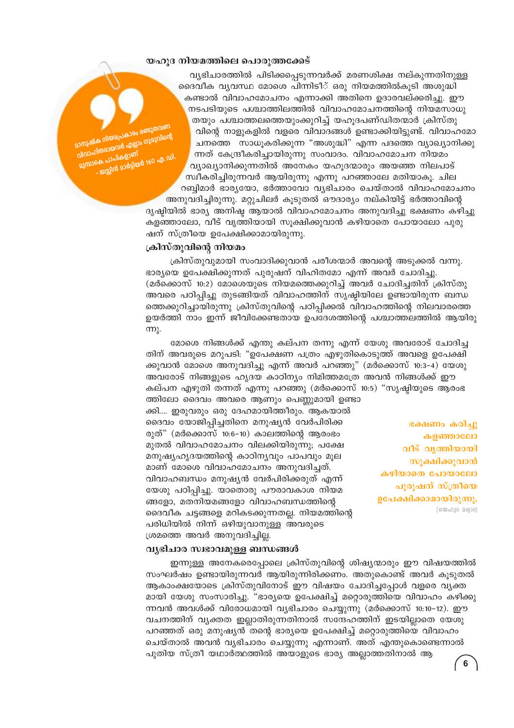## യഹൂദ നിയമത്തിലെ പൊരുത്തക്കേട്

> മാനുഷിക നിയമപ്രകാരം രണ്ടുതവണ വിവാഹിതരായവർ എല്ലാം ഗുരുവിന്റെ മുമ്പാകെ പാപികളാണ്
> – ജസ്റ്റിൻ മാർട്ടിയർ 160 എ.ഡി.

വ്യഭിചാരത്തിൽ പിടിക്കപ്പെടുന്നവർക്ക് മരണശിക്ഷ നല്കുന്നതിനുള്ള ദൈവീക വ്യവസ്ഥ മോശെ പിന്നിടീ് ഒരു നിയമത്തിൽകൂടി അശുദ്ധി കണ്ടാൽ വിവാഹമോചനം എന്നാക്കി അതിനെ ഉദാരവല്ക്കരിച്ചു. ഈ നടപടിയുടെ പശ്ചാത്തിലത്തിൽ വിവാഹമോചനത്തിന്റെ നിയമസാധുതയും പശ്ചാത്തലത്തെയുംക്കുറിച്ച് യഹൂദപണ്ഡിതന്മാർ ക്രിസ്തുവിന്റെ നാളുകളിൽ വളരെ വിവാദങ്ങൾ ഉണ്ടാക്കിയിട്ടുണ്ട്. വിവാഹമോചനത്തെ സാധൂകരിക്കുന്ന "അശുദ്ധി" എന്ന പദത്തെ വ്യാഖ്യാനിക്കുന്നത് കേന്ദ്രീകരിച്ചായിരുന്നു സംവാദം. വിവാഹമോചന നിയമം വ്യാഖ്യാനിക്കുന്നതിൽ അനേകം യഹൂദന്മാരും അയഞ്ഞ നിലപാട് സ്വീകരിച്ചിരുന്നവർ ആയിരുന്നു എന്നു പറഞ്ഞാലേ മതിയാകൂ. ചില റബ്ബിമാർ ഭാര്യയോ, ഭർത്താവോ വ്യഭിചാരം ചെയ്താൽ വിവാഹമോചനം അനുവദിച്ചിരുന്നു. മറ്റുചിലർ കൂടുതൽ ഔദാര്യം നല്കിയിട്ട് ഭർത്താവിന്റെ ദൃഷ്ടിയിൽ ഭാര്യ അനിഷ്ട ആയാൽ വിവാഹമോചനം അനുവദിച്ചു ഭക്ഷണം കരിച്ചു കളഞ്ഞാലോ, വീട് വൃത്തിയായി സൂക്ഷിക്കുവാൻ കഴിയാതെ പോയാലോ പുരുഷന് സ്ത്രീയെ ഉപേക്ഷിക്കാമായിരുന്നു.

## ക്രിസ്തുവിന്റെ നിയമം

ക്രിസ്തുവുമായി സംവാദിക്കുവാൻ പരീശന്മാർ അവന്റെ അടുക്കൽ വന്നു. ഭാര്യയെ ഉപേക്ഷിക്കുന്നത് പുരുഷന് വിഹിതമോ എന്ന് അവർ ചോദിച്ചു. (മർക്കൊസ് 10:2) മോശെയുടെ നിയമത്തെക്കുറിച്ച് അവർ ചോദിച്ചതിന് ക്രിസ്തു അവരെ പഠിപ്പിച്ചു തുടങ്ങിയത് വിവാഹത്തിന് സൃഷ്ടിയിലേ ഉണ്ടായിരുന്ന ബന്ധത്തെക്കുറിച്ചായിരുന്നു ക്രിസ്തുവിന്റെ പഠിപ്പിക്കൽ വിവാഹത്തിന്റെ നിലവാരത്തെ ഉയർത്തി നാം ഇന്ന് ജീവിക്കേണ്ടതായ ഉപദേശത്തിന്റെ പശ്ചാത്തലത്തിൽ ആയിരുന്നു.

മോശെ നിങ്ങൾക്ക് എന്തു കല്പന തന്നു എന്ന് യേശു അവരോട് ചോദിച്ചതിന് അവരുടെ മറുപടി: "ഉപേക്ഷണ പത്രം എഴുതികൊടുത്ത് അവളെ ഉപേക്ഷിക്കുവാൻ മോശെ അനുവദിച്ചു എന്ന് അവർ പറഞ്ഞു" (മർക്കൊസ് 10:3-4) യേശു അവരോട് നിങ്ങളുടെ ഹൃദയ കാഠിന്യം നിമിത്തമത്രെ അവൻ നിങ്ങൾക്ക് ഈ കല്പന എഴുതി തന്നത് എന്നു പറഞ്ഞു (മർക്കൊസ് 10:5) "സൃഷ്ടിയുടെ ആരംഭത്തിലോ ദൈവം അവരെ ആണും പെണ്ണുമായി ഉണ്ടാക്കി.... ഇരുവരും ഒരു ദേഹമായിത്തീരും. ആകയാൽ ദൈവം യോജിപ്പിച്ചതിനെ മനുഷ്യൻ വേർപിരിക്കരുത്" (മർക്കൊസ് 10:6-10) കാലത്തിന്റെ ആരംഭം മുതൽ വിവാഹമോചനം വിലക്കിയിരുന്നു; പക്ഷേ മനുഷ്യഹൃദയത്തിന്റെ കാഠിന്യവും പാപവും മൂലമാണ് മോശെ വിവാഹമോചനം അനുവദിച്ചത്. വിവാഹബന്ധം മനുഷ്യൻ വേർപിരിക്കരുത് എന്ന് യേശു പഠിപ്പിച്ചു. യാതൊരു പൗരാവകാശ നിയമങ്ങളോ, മതനിയമങ്ങളോ വിവാഹബന്ധത്തിന്റെ ദൈവീക ചട്ടങ്ങളെ മറികടക്കുന്നതല്ല. നിയമത്തിന്റെ പരിധിയിൽ നിന്ന് ഒഴിയുവാനുള്ള അവരുടെ ശ്രമത്തെ അവർ അനുവദിച്ചില്ല.

> ഭക്ഷണം കരിച്ചു കളഞ്ഞാലോ വീട് വൃത്തിയായി സൂക്ഷിക്കുവാൻ കഴിയാതെ പോയാലോ പുരുഷന് സ്ത്രീയെ ഉപേക്ഷിക്കാമായിരുന്നു.
> [യെഹൂദ മര്യാദ]

## വ്യഭിചാര സ്വഭാവമുള്ള ബന്ധങ്ങൾ

ഇന്നുള്ള അനേകരെപ്പോലെ ക്രിസ്തുവിന്റെ ശിഷ്യന്മാരും ഈ വിഷയത്തിൽ സംഘർഷം ഉണ്ടായിരുന്നവർ ആയിരുന്നിരിക്കണം. അതുകൊണ്ട് അവർ കൂടുതൽ ആകാംക്ഷയോടെ ക്രിസ്തുവിനോട് ഈ വിഷയം ചോദിച്ചപ്പോൾ വളരെ വ്യക്തമായി യേശു സംസാരിച്ചു. "ഭാര്യയെ ഉപേക്ഷിച്ച് മറ്റൊരുത്തിയെ വിവാഹം കഴിക്കുന്നവൻ അവൾക്ക് വിരോധമായി വ്യഭിചാരം ചെയ്യുന്നു (മർക്കൊസ് 10:10-12). ഈ വചനത്തിന് വ്യക്തത ഇല്ലാതിരുന്നതിനാൽ സന്ദേഹത്തിന് ഇടയില്ലാതെ യേശു പറഞ്ഞത് ഒരു മനുഷ്യൻ തന്റെ ഭാര്യയെ ഉപേക്ഷിച്ച് മറ്റൊരുത്തിയെ വിവാഹം ചെയ്താൽ അവൻ വ്യഭിചാരം ചെയ്യുന്നു എന്നാണ്. അത് എന്തുകൊണ്ടെന്നാൽ പുതിയ സ്ത്രീ യഥാർത്ഥത്തിൽ അയാളുടെ ഭാര്യ അല്ലാത്തതിനാൽ ആ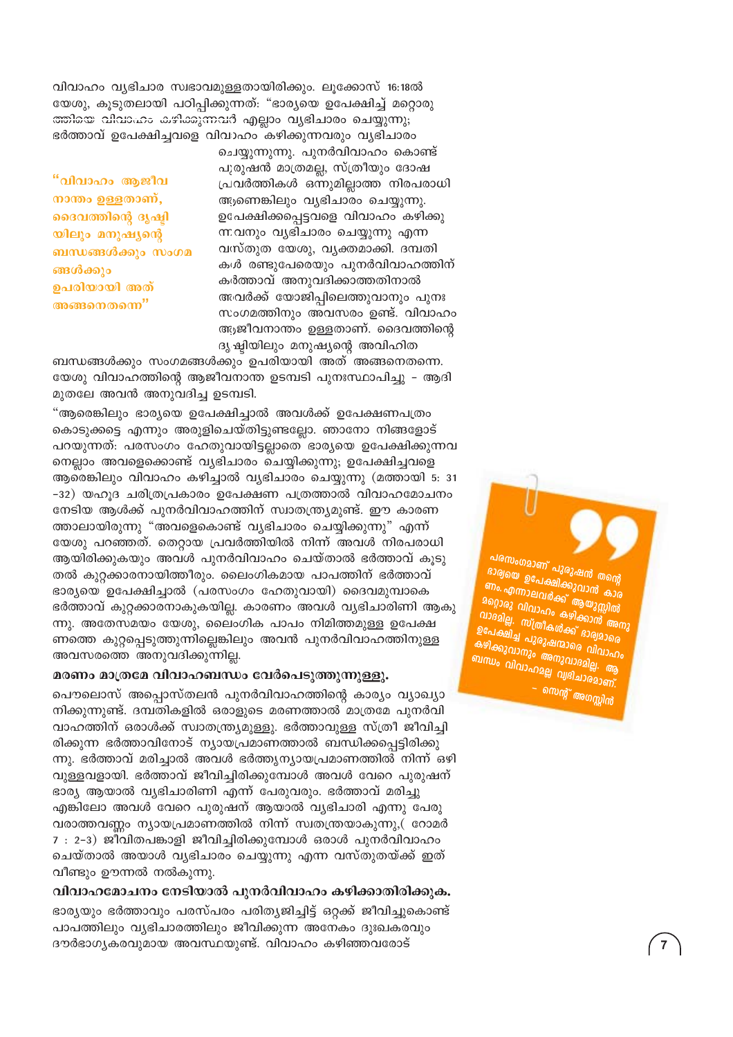വിവാഹം വ്യഭിചാര സ്വഭാവമുള്ളതായിരിക്കും. ലൂക്കോസ് 16:18ൽ യേശു, കൂടുതലായി പഠിപ്പിക്കുന്നത്: "ഭാര്യയെ ഉപേക്ഷിച്ച് മറ്റൊരുത്തിയെ വിവാഹം കഴിക്കുന്നവർ എല്ലാം വ്യഭിചാരം ചെയ്യുന്നു; ഭർത്താവ് ഉപേക്ഷിച്ചവളെ വിവാഹം കഴിക്കുന്നവരും വ്യഭിചാരം ചെയ്യുന്നുന്നു. പുനർവിവാഹം കൊണ്ട് പുരുഷൻ മാത്രമല്ല, സ്ത്രീയും ദോഷപ്രവർത്തികൾ ഒന്നുമില്ലാത്ത നിരപരാധി ആണെങ്കിലും വ്യഭിചാരം ചെയ്യുന്നു. ഉപേക്ഷിക്കപ്പെട്ടവളെ വിവാഹം കഴിക്കുന്നവനും വ്യഭിചാരം ചെയ്യുന്നു എന്ന വസ്തുത യേശു, വ്യക്തമാക്കി. ദമ്പതികൾ രണ്ടുപേരെയും പുനർവിവാഹത്തിന് കർത്താവ് അനുവദിക്കാത്തതിനാൽ അവർക്ക് യോജിപ്പിലെത്തുവാനും പുനഃസംഗമത്തിനും അവസരം ഉണ്ട്. വിവാഹം ആജീവനാന്തം ഉള്ളതാണ്. ദൈവത്തിന്റെ ദൃഷ്ടിയിലും മനുഷ്യന്റെ അവിഹിത ബന്ധങ്ങൾക്കും സംഗമങ്ങൾക്കും ഉപരിയായി അത് അങ്ങനെതന്നെ. യേശു വിവാഹത്തിന്റെ ആജീവനാന്ത ഉടമ്പടി പുനഃസ്ഥാപിച്ചു - ആദി മുതലേ അവൻ അനുവദിച്ച ഉടമ്പടി.

**"വിവാഹം ആജീവനാന്തം ഉള്ളതാണ്, ദൈവത്തിന്റെ ദൃഷ്ടിയിലും മനുഷ്യന്റെ ബന്ധങ്ങൾക്കും സംഗമങ്ങൾക്കും ഉപരിയായി അത് അങ്ങനെതന്നെ"**

"ആരെങ്കിലും ഭാര്യയെ ഉപേക്ഷിച്ചാൽ അവൾക്ക് ഉപേക്ഷണപത്രം കൊടുക്കട്ടെ എന്നും അരുളിച്ചെയ്തിട്ടുണ്ടല്ലോ. ഞാനോ നിങ്ങളോട് പറയുന്നത്: പരസംഗം ഹേതുവായിട്ടല്ലാതെ ഭാര്യയെ ഉപേക്ഷിക്കുന്നവനെല്ലാം അവളെക്കൊണ്ട് വ്യഭിചാരം ചെയ്യിക്കുന്നു; ഉപേക്ഷിച്ചവളെ ആരെങ്കിലും വിവാഹം കഴിച്ചാൽ വ്യഭിചാരം ചെയ്യുന്നു (മത്തായി 5: 31 -32) യഹൂദ ചരിത്രപ്രകാരം ഉപേക്ഷണ പത്രത്താൽ വിവാഹമോചനം നേടിയ ആൾക്ക് പുനർവിവാഹത്തിന് സ്വാതന്ത്ര്യമുണ്ട്. ഈ കാരണത്താലായിരുന്നു "അവളെകൊണ്ട് വ്യഭിചാരം ചെയ്യിക്കുന്നു" എന്ന് യേശു പറഞ്ഞത്. തെറ്റായ പ്രവർത്തിയിൽ നിന്ന് അവൾ നിരപരാധി ആയിരിക്കുകയും അവൾ പുനർവിവാഹം ചെയ്താൽ ഭർത്താവ് കൂടുതൽ കുറ്റക്കാരനായിത്തീരും. ലൈംഗികമായ പാപത്തിന് ഭർത്താവ് ഭാര്യയെ ഉപേക്ഷിച്ചാൽ (പരസംഗം ഹേതുവായി) ദൈവമുമ്പാകെ ഭർത്താവ് കുറ്റക്കാരനാകുകയില്ല. കാരണം അവൾ വ്യഭിചാരിണി ആകുന്നു. അതേസമയം യേശു, ലൈംഗിക പാപം നിമിത്തമുള്ള ഉപേക്ഷണത്തെ കുറ്റപ്പെടുത്തുന്നില്ലെങ്കിലും അവൻ പുനർവിവാഹത്തിനുള്ള അവസരത്തെ അനുവദിക്കുന്നില്ല.

### മരണം മാത്രമേ വിവാഹബന്ധം വേർപെടുത്തുന്നുള്ളൂ.

പൌലൊസ് അപ്പൊസ്തലൻ പുനർവിവാഹത്തിന്റെ കാര്യം വ്യാഖ്യാനിക്കുന്നുണ്ട്. ദമ്പതികളിൽ ഒരാളുടെ മരണത്താൽ മാത്രമേ പുനർവിവാഹത്തിന് ഒരാൾക്ക് സ്വാതന്ത്ര്യമുള്ളൂ. ഭർത്താവുള്ള സ്ത്രീ ജീവിച്ചിരിക്കുന്ന ഭർത്താവിനോട് ന്യായപ്രമാണത്താൽ ബന്ധിക്കപ്പെട്ടിരിക്കുന്നു. ഭർത്താവ് മരിച്ചാൽ അവൾ ഭർതൃന്യായപ്രമാണത്തിൽ നിന്ന് ഒഴിവുള്ളവളായി. ഭർത്താവ് ജീവിച്ചിരിക്കുമ്പോൾ അവൾ വേറെ പുരുഷന് ഭാര്യ ആയാൽ വ്യഭിചാരിണി എന്ന് പേരുവരും. ഭർത്താവ് മരിച്ചു എങ്കിലോ അവൾ വേറെ പുരുഷന് ആയാൽ വ്യഭിചാരി എന്നു പേരു വരാത്തവണ്ണം ന്യായപ്രമാണത്തിൽ നിന്ന് സ്വതന്ത്രയാകുന്നു,( റോമർ 7 : 2-3) ജീവിതപങ്കാളി ജീവിച്ചിരിക്കുമ്പോൾ ഒരാൾ പുനർവിവാഹം ചെയ്താൽ അയാൾ വ്യഭിചാരം ചെയ്യുന്നു എന്ന വസ്തുതയ്ക്ക് ഇത് വീണ്ടും ഊന്നൽ നൽകുന്നു.

### വിവാഹമോചനം നേടിയാൽ പുനർവിവാഹം കഴിക്കാതിരിക്കുക.

ഭാര്യയും ഭർത്താവും പരസ്പരം പരിത്യജിച്ചിട്ട് ഒറ്റക്ക് ജീവിച്ചുകൊണ്ട് പാപത്തിലും വ്യഭിചാരത്തിലും ജീവിക്കുന്ന അനേകം ദുഃഖകരവും ദൗർഭാഗ്യകരവുമായ അവസ്ഥയുണ്ട്. വിവാഹം കഴിഞ്ഞവരോട്

> പരസംഗമാണ് പുരുഷൻ തന്റെ ഭാര്യയെ ഉപേക്ഷിക്കുവാൻ കാരണം. എന്നാലവർക്ക് ആയുസ്സിൽ മറ്റൊരു വിവാഹം കഴിക്കാൻ അനുവാദമില്ല. സ്ത്രീകൾക്ക് ഭാര്യമാരെ ഉപേക്ഷിച്ച പുരുഷന്മാരെ വിവാഹം കഴിക്കുവാനും അനുവാദമില്ല. ആ ബന്ധം വിവാഹമല്ല വ്യഭിചാരമാണ്.
>
> \- സെന്റ് അഗസ്റ്റിൻ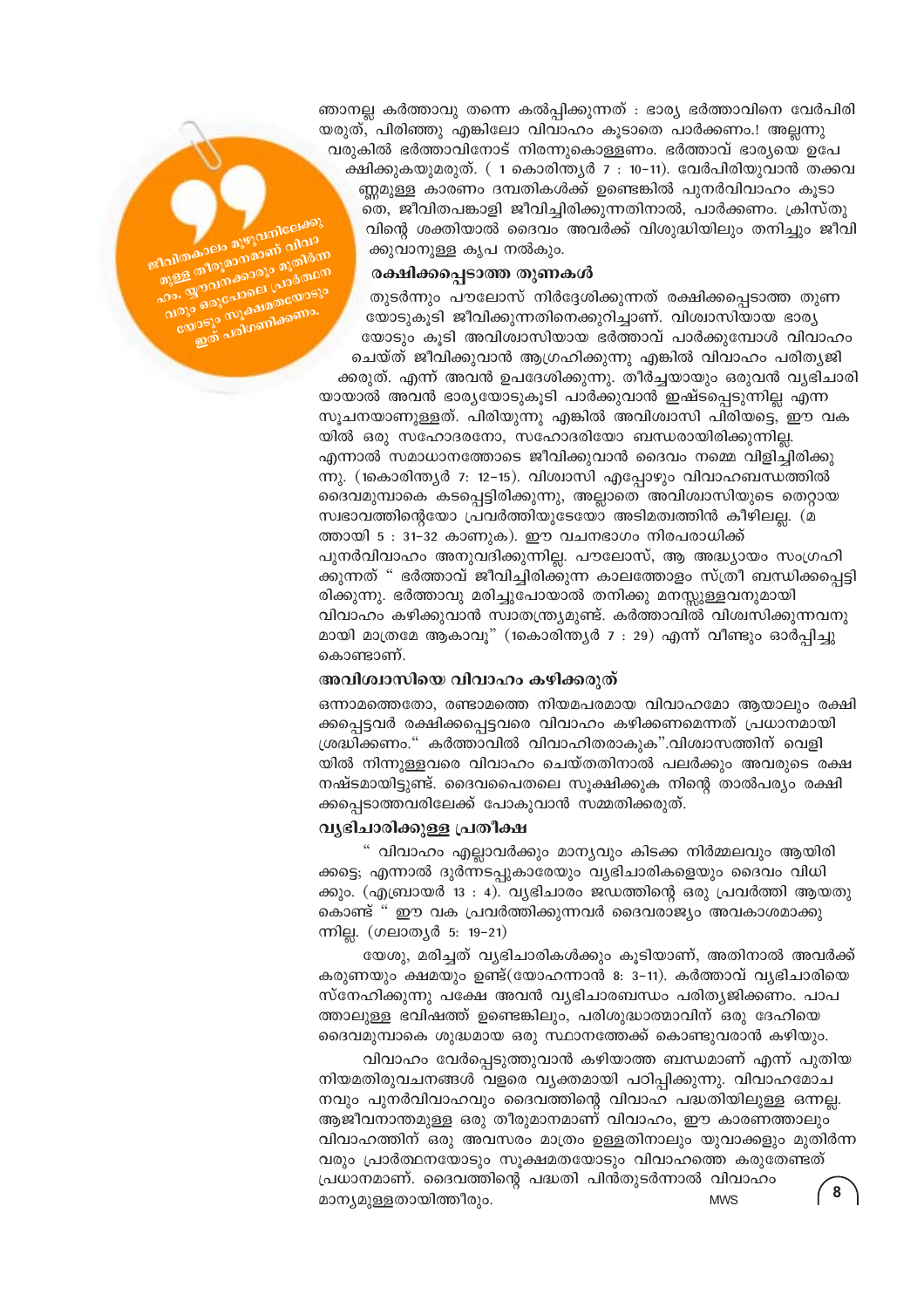ഞാനല്ല കർത്താവു തന്നെ കൽപ്പിക്കുന്നത് : ഭാര്യ ഭർത്താവിനെ വേർപിരിയരുത്, പിരിഞ്ഞു എങ്കിലോ വിവാഹം കൂടാതെ പാർക്കണം.! അല്ലന്നു വരുകിൽ ഭർത്താവിനോട് നിരന്നുകൊള്ളണം. ഭർത്താവ് ഭാര്യയെ ഉപേക്ഷിക്കുകയുമരുത്. ( 1 കൊരിന്ത്യർ 7 : 10-11). വേർപിരിയുവാൻ തക്കവണ്ണമുള്ള കാരണം ദമ്പതികൾക്ക് ഉണ്ടെങ്കിൽ പുനർവിവാഹം കൂടാതെ, ജീവിതപങ്കാളി ജീവിച്ചിരിക്കുന്നതിനാൽ, പാർക്കണം. ക്രിസ്തുവിന്റെ ശക്തിയാൽ ദൈവം അവർക്ക് വിശുദ്ധിയിലും തനിച്ചും ജീവിക്കുവാനുള്ള കൃപ നൽകും.

> ജീവിതകാലം മുഴുവനിലേക്കുള്ള തീരുമാനമാണ് വിവാഹം. യൗവനക്കാരും മുതിർന്നവരും ഒരുപോലെ പ്രാർത്ഥനയോടും സൂക്ഷ്മതയോടും ഇത് പരിഗണിക്കണം.

### രക്ഷിക്കപ്പെടാത്ത തുണകൾ

തുടർന്നും പൗലോസ് നിർദ്ദേശിക്കുന്നത് രക്ഷിക്കപ്പെടാത്ത തുണയോടുകൂടി ജീവിക്കുന്നതിനെക്കുറിച്ചാണ്. വിശ്വാസിയായ ഭാര്യയോടും കൂടി അവിശ്വാസിയായ ഭർത്താവ് പാർക്കുമ്പോൾ വിവാഹം ചെയ്ത് ജീവിക്കുവാൻ ആഗ്രഹിക്കുന്നു എങ്കിൽ വിവാഹം പരിത്യജിക്കരുത്. എന്ന് അവൻ ഉപദേശിക്കുന്നു. തീർച്ചയായും ഒരുവൻ വ്യഭിചാരിയായാൽ അവൻ ഭാര്യയോടുകൂടി പാർക്കുവാൻ ഇഷ്ടപ്പെടുന്നില്ല എന്ന സൂചനയാണുള്ളത്. പിരിയുന്നു എങ്കിൽ അവിശ്വാസി പിരിയട്ടെ, ഈ വകയിൽ ഒരു സഹോദരനോ, സഹോദരിയോ ബന്ധരായിരിക്കുന്നില്ല. എന്നാൽ സമാധാനത്തോടെ ജീവിക്കുവാൻ ദൈവം നമ്മെ വിളിച്ചിരിക്കുന്നു. (1കൊരിന്ത്യർ 7: 12-15). വിശ്വാസി എപ്പോഴും വിവാഹബന്ധത്തിൽ ദൈവമുമ്പാകെ കടപ്പെട്ടിരിക്കുന്നു, അല്ലാതെ അവിശ്വാസിയുടെ തെറ്റായ സ്വഭാവത്തിന്റെയോ പ്രവർത്തിയുടേയോ അടിമത്വത്തിൻ കീഴിലല്ല. (മത്തായി 5 : 31-32 കാണുക). ഈ വചനഭാഗം നിരപരാധിക്ക് പുനർവിവാഹം അനുവദിക്കുന്നില്ല. പൗലോസ്, ആ അദ്ധ്യായം സംഗ്രഹിക്കുന്നത് " ഭർത്താവ് ജീവിച്ചിരിക്കുന്ന കാലത്തോളം സ്ത്രീ ബന്ധിക്കപ്പെട്ടിരിക്കുന്നു. ഭർത്താവു മരിച്ചുപോയാൽ തനിക്കു മനസ്സുള്ളവനുമായി വിവാഹം കഴിക്കുവാൻ സ്വാതന്ത്ര്യമുണ്ട്. കർത്താവിൽ വിശ്വസിക്കുന്നവനുമായി മാത്രമേ ആകാവൂ" (1കൊരിന്ത്യർ 7 : 29) എന്ന് വീണ്ടും ഓർപ്പിച്ചു കൊണ്ടാണ്.

### അവിശ്വാസിയെ വിവാഹം കഴിക്കരുത്

ഒന്നാമത്തെതോ, രണ്ടാമത്തെ നിയമപരമായ വിവാഹമോ ആയാലും രക്ഷിക്കപ്പെട്ടവർ രക്ഷിക്കപ്പെട്ടവരെ വിവാഹം കഴിക്കണമെന്നത് പ്രധാനമായി ശ്രദ്ധിക്കണം." കർത്താവിൽ വിവാഹിതരാകുക".വിശ്വാസത്തിന് വെളിയിൽ നിന്നുള്ളവരെ വിവാഹം ചെയ്തതിനാൽ പലർക്കും അവരുടെ രക്ഷ നഷ്ടമായിട്ടുണ്ട്. ദൈവപൈതലെ സൂക്ഷിക്കുക നിന്റെ താൽപര്യം രക്ഷിക്കപ്പെടാത്തവരിലേക്ക് പോകുവാൻ സമ്മതിക്കരുത്.

### വ്യഭിചാരിക്കുള്ള പ്രതീക്ഷ

" വിവാഹം എല്ലാവർക്കും മാന്യവും കിടക്ക നിർമ്മലവും ആയിരിക്കട്ടെ; എന്നാൽ ദുർന്നടപ്പുകാരേയും വ്യഭിചാരികളെയും ദൈവം വിധിക്കും. (എബ്രായർ 13 : 4). വ്യഭിചാരം ജഡത്തിന്റെ ഒരു പ്രവർത്തി ആയതുകൊണ്ട് " ഈ വക പ്രവർത്തിക്കുന്നവർ ദൈവരാജ്യം അവകാശമാക്കുന്നില്ല. (ഗലാത്യർ 5: 19-21)

യേശു, മരിച്ചത് വ്യഭിചാരികൾക്കും കൂടിയാണ്, അതിനാൽ അവർക്ക് കരുണയും ക്ഷമയും ഉണ്ട്(യോഹന്നാൻ 8: 3-11). കർത്താവ് വ്യഭിചാരിയെ സ്നേഹിക്കുന്നു പക്ഷേ അവൻ വ്യഭിചാരബന്ധം പരിത്യജിക്കണം. പാപത്താലുള്ള ഭവിഷത്ത് ഉണ്ടെങ്കിലും, പരിശുദ്ധാത്മാവിന് ഒരു ദേഹിയെ ദൈവമുമ്പാകെ ശുദ്ധമായ ഒരു സ്ഥാനത്തേക്ക് കൊണ്ടുവരാൻ കഴിയും.

വിവാഹം വേർപ്പെടുത്തുവാൻ കഴിയാത്ത ബന്ധമാണ് എന്ന് പുതിയ നിയമതിരുവചനങ്ങൾ വളരെ വ്യക്തമായി പഠിപ്പിക്കുന്നു. വിവാഹമോചനവും പുനർവിവാഹവും ദൈവത്തിന്റെ വിവാഹ പദ്ധതിയിലുള്ള ഒന്നല്ല. ആജീവനാന്തമുള്ള ഒരു തീരുമാനമാണ് വിവാഹം, ഈ കാരണത്താലും വിവാഹത്തിന് ഒരു അവസരം മാത്രം ഉള്ളതിനാലും യുവാക്കളും മുതിർന്നവരും പ്രാർത്ഥനയോടും സൂക്ഷ്മതയോടും വിവാഹത്തെ കരുതേണ്ടത് പ്രധാനമാണ്. ദൈവത്തിന്റെ പദ്ധതി പിൻതുടർന്നാൽ വിവാഹം മാന്യമുള്ളതായിത്തീരും.

MWS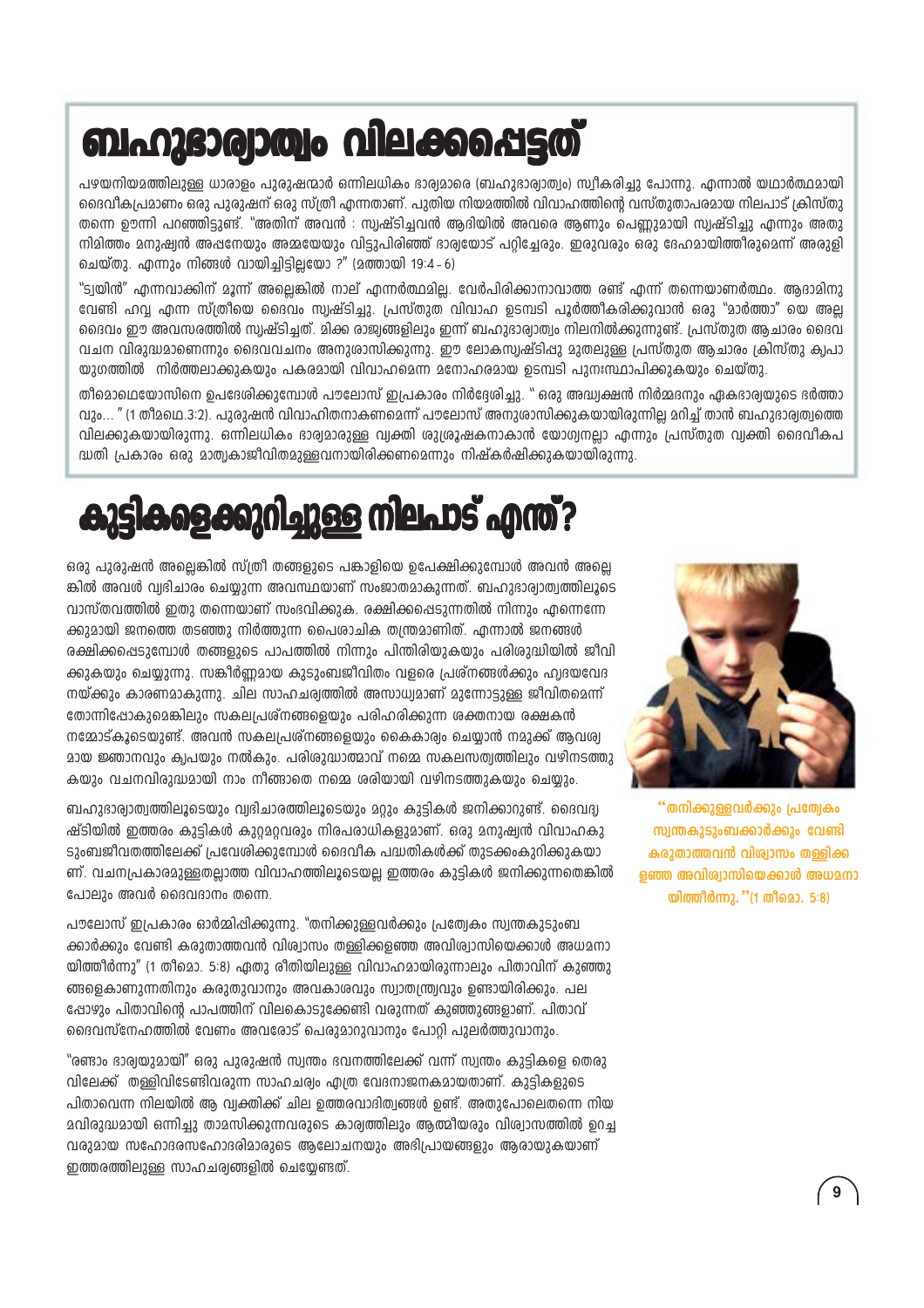# ബഹുഭാര്യാത്വം വിലക്കപ്പെട്ടത്

പഴയനിയമത്തിലുള്ള ധാരാളം പുരുഷന്മാർ ഒന്നിലധികം ഭാര്യമാരെ (ബഹുഭാര്യാത്വം) സ്വീകരിച്ചു പോന്നു. എന്നാൽ യഥാർത്ഥമായി ദൈവീകപ്രമാണം ഒരു പുരുഷന് ഒരു സ്ത്രീ എന്നതാണ്. പുതിയ നിയമത്തിൽ വിവാഹത്തിന്റെ വസ്തുതാപരമായ നിലപാട് ക്രിസ്തു തന്നെ ഊന്നി പറഞ്ഞിട്ടുണ്ട്. "അതിന് അവൻ : സൃഷ്ടിച്ചവൻ ആദിയിൽ അവരെ ആണും പെണ്ണുമായി സൃഷ്ടിച്ചു എന്നും അതു നിമിത്തം മനുഷ്യൻ അപ്പനേയും അമ്മയേയും വിട്ടുപിരിഞ്ഞ് ഭാര്യയോട് പറ്റിച്ചേരും. ഇരുവരും ഒരു ദേഹമായിത്തീരുമെന്ന് അരുളി ചെയ്തു. എന്നും നിങ്ങൾ വായിച്ചിട്ടില്ലയോ ?" (മത്തായി 19:4 - 6)

"ട്വയിൻ" എന്നവാക്കിന് മൂന്ന് അല്ലെങ്കിൽ നാല് എന്നർത്ഥമില്ല. വേർപിരിക്കാനാവാത്ത രണ്ട് എന്ന് തന്നെയാണർത്ഥം. ആദാമിനു വേണ്ടി ഹവ്വ എന്ന സ്ത്രീയെ ദൈവം സൃഷ്ടിച്ചു. പ്രസ്തുത വിവാഹ ഉടമ്പടി പൂർത്തീകരിക്കുവാൻ ഒരു "മാർത്താ" യെ അല്ല ദൈവം ഈ അവസരത്തിൽ സൃഷ്ടിച്ചത്. മിക്ക രാജ്യങ്ങളിലും ഇന്ന് ബഹുഭാര്യാത്വം നിലനിൽക്കുന്നുണ്ട്. പ്രസ്തുത ആചാരം ദൈവ വചന വിരുദ്ധമാണെന്നും ദൈവവചനം അനുശാസിക്കുന്നു. ഈ ലോകസൃഷ്ടിപ്പു മുതലുള്ള പ്രസ്തുത ആചാരം ക്രിസ്തു കൃപാ യുഗത്തിൽ നിർത്തലാക്കുകയും പകരമായി വിവാഹമെന്ന മനോഹരമായ ഉടമ്പടി പുനഃസ്ഥാപിക്കുകയും ചെയ്തു.

തീമൊഥെയോസിനെ ഉപദേശിക്കുമ്പോൾ പൗലോസ് ഇപ്രകാരം നിർദ്ദേശിച്ചു. " ഒരു അദ്ധ്യക്ഷൻ നിർമ്മദനും ഏകഭാര്യയുടെ ഭർത്താവും... " (1 തീമഥെ.3:2). പുരുഷൻ വിവാഹിതനാകണമെന്ന് പൗലോസ് അനുശാസിക്കുകയായിരുന്നില്ല മറിച്ച് താൻ ബഹുഭാര്യത്വത്തെ വിലക്കുകയായിരുന്നു. ഒന്നിലധികം ഭാര്യമാരുള്ള വ്യക്തി ശുശ്രൂഷകനാകാൻ യോഗ്യനല്ലാ എന്നും പ്രസ്തുത വ്യക്തി ദൈവീകപദ്ധതി പ്രകാരം ഒരു മാതൃകാജീവിതമുള്ളവനായിരിക്കണമെന്നും നിഷ്കർഷിക്കുകയായിരുന്നു.

# കുട്ടികളെക്കുറിച്ചുള്ള നിലപാട് എന്ത്?

ഒരു പുരുഷൻ അല്ലെങ്കിൽ സ്ത്രീ തങ്ങളുടെ പങ്കാളിയെ ഉപേക്ഷിക്കുമ്പോൾ അവൻ അല്ലെങ്കിൽ അവൾ വ്യഭിചാരം ചെയ്യുന്ന അവസ്ഥയാണ് സംജാതമാകുന്നത്. ബഹുഭാര്യാത്വത്തിലൂടെ വാസ്തവത്തിൽ ഇതു തന്നെയാണ് സംഭവിക്കുക. രക്ഷിക്കപ്പെടുന്നതിൽ നിന്നും എന്നെന്നേക്കുമായി ജനത്തെ തടഞ്ഞു നിർത്തുന്ന പൈശാചിക തന്ത്രമാണിത്. എന്നാൽ ജനങ്ങൾ രക്ഷിക്കപ്പെടുമ്പോൾ തങ്ങളുടെ പാപത്തിൽ നിന്നും പിന്തിരിയുകയും പരിശുദ്ധിയിൽ ജീവിക്കുകയും ചെയ്യുന്നു. സങ്കീർണ്ണമായ കുടുംബജീവിതം വളരെ പ്രശ്നങ്ങൾക്കും ഹൃദയവേദനയ്ക്കും കാരണമാകുന്നു. ചില സാഹചര്യത്തിൽ അസാധ്യമാണ് മുന്നോട്ടുള്ള ജീവിതമെന്ന് തോന്നിപ്പോകുമെങ്കിലും സകലപ്രശ്നങ്ങളെയും പരിഹരിക്കുന്ന ശക്തനായ രക്ഷകൻ നമ്മോട്കൂടെയുണ്ട്. അവൻ സകലപ്രശ്നങ്ങളെയും കൈകാര്യം ചെയ്യാൻ നമുക്ക് ആവശ്യമായ ജ്ഞാനവും കൃപയും നൽകും. പരിശുദ്ധാത്മാവ് നമ്മെ സകലസത്യത്തിലും വഴിനടത്തുകയും വചനവിരുദ്ധമായി നാം നീങ്ങാതെ നമ്മെ ശരിയായി വഴിനടത്തുകയും ചെയ്യും.

ബഹുഭാര്യാത്വത്തിലൂടെയും വ്യഭിചാരത്തിലൂടെയും മറ്റും കുട്ടികൾ ജനിക്കാറുണ്ട്. ദൈവദൃഷ്ടിയിൽ ഇത്തരം കുട്ടികൾ കുറ്റമറ്റവരും നിരപരാധികളുമാണ്. ഒരു മനുഷ്യൻ വിവാഹകുടുംബജീവിതത്തിലേക്ക് പ്രവേശിക്കുമ്പോൾ ദൈവീക പദ്ധതികൾക്ക് തുടക്കംകുറിക്കുകയാണ്. വചനപ്രകാരമുള്ളതല്ലാത്ത വിവാഹത്തിലൂടെയല്ല ഇത്തരം കുട്ടികൾ ജനിക്കുന്നതെങ്കിൽ പോലും അവർ ദൈവദാനം തന്നെ.

പൗലോസ് ഇപ്രകാരം ഓർമ്മിപ്പിക്കുന്നു. "തനിക്കുള്ളവർക്കും പ്രത്യേകം സ്വന്തകുടുംബക്കാർക്കും വേണ്ടി കരുതാത്തവൻ വിശ്വാസം തള്ളിക്കളഞ്ഞ അവിശ്വാസിയെക്കാൾ അധമനായിത്തീർന്നു" (1 തീമൊ. 5:8) ഏതു രീതിയിലുള്ള വിവാഹമായിരുന്നാലും പിതാവിന് കുഞ്ഞുങ്ങളെകാണുന്നതിനും കരുതുവാനും അവകാശവും സ്വാതന്ത്ര്യവും ഉണ്ടായിരിക്കും. പലപ്പോഴും പിതാവിന്റെ പാപത്തിന് വിലകൊടുക്കേണ്ടി വരുന്നത് കുഞ്ഞുങ്ങളാണ്. പിതാവ് ദൈവസ്നേഹത്തിൽ വേണം അവരോട് പെരുമാറുവാനും പോറ്റി പുലർത്തുവാനും.

"രണ്ടാം ഭാര്യയുമായി" ഒരു പുരുഷൻ സ്വന്തം ഭവനത്തിലേക്ക് വന്ന് സ്വന്തം കുട്ടികളെ തെരുവിലേക്ക് തള്ളിവിടേണ്ടിവരുന്ന സാഹചര്യം എത്ര വേദനാജനകമായതാണ്. കുട്ടികളുടെ പിതാവെന്ന നിലയിൽ ആ വ്യക്തിക്ക് ചില ഉത്തരവാദിത്വങ്ങൾ ഉണ്ട്. അതുപോലെതന്നെ നിയമവിരുദ്ധമായി ഒന്നിച്ചു താമസിക്കുന്നവരുടെ കാര്യത്തിലും ആത്മീയരും വിശ്വാസത്തിൽ ഉറച്ചവരുമായ സഹോദരസഹോദരിമാരുടെ ആലോചനയും അഭിപ്രായങ്ങളും ആരായുകയാണ് ഇത്തരത്തിലുള്ള സാഹചര്യങ്ങളിൽ ചെയ്യേണ്ടത്.

"തനിക്കുള്ളവർക്കും പ്രത്യേകം സ്വന്തകുടുംബക്കാർക്കും വേണ്ടി കരുതാത്തവൻ വിശ്വാസം തള്ളിക്കളഞ്ഞ അവിശ്വാസിയെക്കാൾ അധമനായിത്തീർന്നു."(1 തീമൊ. 5:8)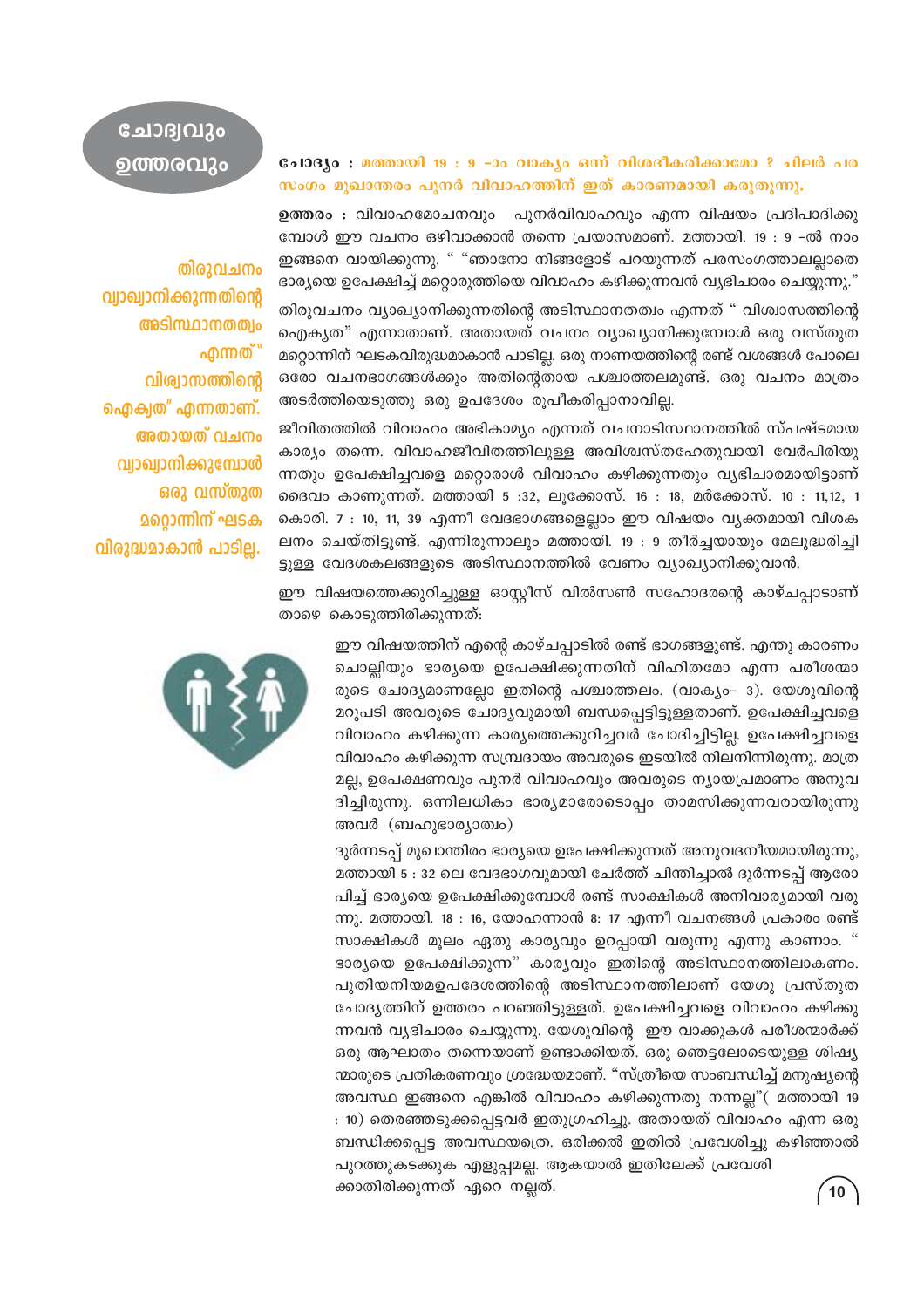## ചോദ്യവും ഉത്തരവും

**ചോദ്യം :** മത്തായി 19 : 9 -ാം വാക്യം ഒന്ന് വിശദീകരിക്കാമോ ? ചിലർ പരസംഗം മുഖാന്തരം പുനർ വിവാഹത്തിന് ഇത് കാരണമായി കരുതുന്നു.

**ഉത്തരം :** വിവാഹമോചനവും പുനർവിവാഹവും എന്ന വിഷയം പ്രതിപാദിക്കുമ്പോൾ ഈ വചനം ഒഴിവാക്കാൻ തന്നെ പ്രയാസമാണ്. മത്തായി. 19 : 9 -ൽ നാം ഇങ്ങനെ വായിക്കുന്നു. " "ഞാനോ നിങ്ങളോട് പറയുന്നത് പരസംഗത്താലല്ലാതെ ഭാര്യയെ ഉപേക്ഷിച്ച് മറ്റൊരുത്തിയെ വിവാഹം കഴിക്കുന്നവൻ വ്യഭിചാരം ചെയ്യുന്നു."

തിരുവചനം വ്യാഖ്യാനിക്കുന്നതിന്റെ അടിസ്ഥാനതത്വം എന്നത് " വിശ്വാസത്തിന്റെ ഐക്യത" എന്നാതാണ്. അതായത് വചനം വ്യാഖ്യാനിക്കുമ്പോൾ ഒരു വസ്തുത മറ്റൊന്നിന് ഘടകവിരുദ്ധമാകാൻ പാടില്ല. ഒരു നാണയത്തിന്റെ രണ്ട് വശങ്ങൾ പോലെ ഒരോ വചനഭാഗങ്ങൾക്കും അതിന്റെതായ പശ്ചാത്തലമുണ്ട്. ഒരു വചനം മാത്രം അടർത്തിയെടുത്തു ഒരു ഉപദേശം രൂപീകരിപ്പാനാവില്ല.

തിരുവചനം വ്യാഖ്യാനിക്കുന്നതിന്റെ അടിസ്ഥാനതത്വം എന്നത് " വിശ്വാസത്തിന്റെ ഐക്യത" എന്നതാണ്. അതായത് വചനം വ്യാഖ്യാനിക്കുമ്പോൾ ഒരു വസ്തുത മറ്റൊന്നിന് ഘടക വിരുദ്ധമാകാൻ പാടില്ല.

ജീവിതത്തിൽ വിവാഹം അഭികാമ്യം എന്നത് വചനാടിസ്ഥാനത്തിൽ സ്പഷ്ടമായ കാര്യം തന്നെ. വിവാഹജീവിതത്തിലുള്ള അവിശ്വസ്തഹേതുവായി വേർപിരിയുന്നതും ഉപേക്ഷിച്ചവളെ മറ്റൊരാൾ വിവാഹം കഴിക്കുന്നതും വ്യഭിചാരമായിട്ടാണ് ദൈവം കാണുന്നത്. മത്തായി 5 :32, ലൂക്കോസ്. 16 : 18, മർക്കോസ്. 10 : 11,12, 1 കൊരി. 7 : 10, 11, 39 എന്നീ വേദഭാഗങ്ങളെല്ലാം ഈ വിഷയം വ്യക്തമായി വിശകലനം ചെയ്തിട്ടുണ്ട്. എന്നിരുന്നാലും മത്തായി. 19 : 9 തീർച്ചയായും മേലുദ്ധരിച്ചിട്ടുള്ള വേദശകലങ്ങളുടെ അടിസ്ഥാനത്തിൽ വേണം വ്യാഖ്യാനിക്കുവാൻ.

ഈ വിഷയത്തെക്കുറിച്ചുള്ള ഓസ്റ്റീസ് വിൽസൺ സഹോദരന്റെ കാഴ്ചപ്പാടാണ് താഴെ കൊടുത്തിരിക്കുന്നത്:

ഈ വിഷയത്തിന് എന്റെ കാഴ്ചപ്പാടിൽ രണ്ട് ഭാഗങ്ങളുണ്ട്. എന്തു കാരണം ചൊല്ലിയും ഭാര്യയെ ഉപേക്ഷിക്കുന്നതിന് വിഹിതമോ എന്ന പരീശന്മാരുടെ ചോദ്യമാണല്ലോ ഇതിന്റെ പശ്ചാത്തലം. (വാക്യം– 3). യേശുവിന്റെ മറുപടി അവരുടെ ചോദ്യവുമായി ബന്ധപ്പെട്ടിട്ടുള്ളതാണ്. ഉപേക്ഷിച്ചവളെ വിവാഹം കഴിക്കുന്ന കാര്യത്തെക്കുറിച്ചവർ ചോദിച്ചിട്ടില്ല. ഉപേക്ഷിച്ചവളെ വിവാഹം കഴിക്കുന്ന സമ്പ്രദായം അവരുടെ ഇടയിൽ നിലനിന്നിരുന്നു. മാത്രമല്ല, ഉപേക്ഷണവും പുനർ വിവാഹവും അവരുടെ ന്യായപ്രമാണം അനുവദിച്ചിരുന്നു. ഒന്നിലധികം ഭാര്യമാരോടൊപ്പം താമസിക്കുന്നവരായിരുന്നു അവർ (ബഹുഭാര്യാത്വം)

ദുർന്നടപ്പ് മുഖാന്തിരം ഭാര്യയെ ഉപേക്ഷിക്കുന്നത് അനുവദനീയമായിരുന്നു, മത്തായി 5 : 32 ലെ വേദഭാഗവുമായി ചേർത്ത് ചിന്തിച്ചാൽ ദുർന്നടപ്പ് ആരോപിച്ച് ഭാര്യയെ ഉപേക്ഷിക്കുമ്പോൾ രണ്ട് സാക്ഷികൾ അനിവാര്യമായി വരുന്നു. മത്തായി. 18 : 16, യോഹന്നാൻ 8: 17 എന്നീ വചനങ്ങൾ പ്രകാരം രണ്ട് സാക്ഷികൾ മൂലം ഏതു കാര്യവും ഉറപ്പായി വരുന്നു എന്നു കാണാം. " ഭാര്യയെ ഉപേക്ഷിക്കുന്ന" കാര്യവും ഇതിന്റെ അടിസ്ഥാനത്തിലാകണം. പുതിയനിയമഉപദേശത്തിന്റെ അടിസ്ഥാനത്തിലാണ് യേശു പ്രസ്തുത ചോദ്യത്തിന് ഉത്തരം പറഞ്ഞിട്ടുള്ളത്. ഉപേക്ഷിച്ചവളെ വിവാഹം കഴിക്കുന്നവൻ വ്യഭിചാരം ചെയ്യുന്നു. യേശുവിന്റെ ഈ വാക്കുകൾ പരീശന്മാർക്ക് ഒരു ആഘാതം തന്നെയാണ് ഉണ്ടാക്കിയത്. ഒരു ഞെട്ടലോടെയുള്ള ശിഷ്യന്മാരുടെ പ്രതികരണവും ശ്രദ്ധേയമാണ്. "സ്ത്രീയെ സംബന്ധിച്ച് മനുഷ്യന്റെ അവസ്ഥ ഇങ്ങനെ എങ്കിൽ വിവാഹം കഴിക്കുന്നതു നന്നല്ല"( മത്തായി 19 : 10) തെരഞ്ഞടുക്കപ്പെട്ടവർ ഇതുഗ്രഹിച്ചു. അതായത് വിവാഹം എന്ന ഒരു ബന്ധിക്കപ്പെട്ട അവസ്ഥയത്രെ. ഒരിക്കൽ ഇതിൽ പ്രവേശിച്ചു കഴിഞ്ഞാൽ പുറത്തുകടക്കുക എളുപ്പമല്ല. ആകയാൽ ഇതിലേക്ക് പ്രവേശിക്കാതിരിക്കുന്നത് ഏറെ നല്ലത്.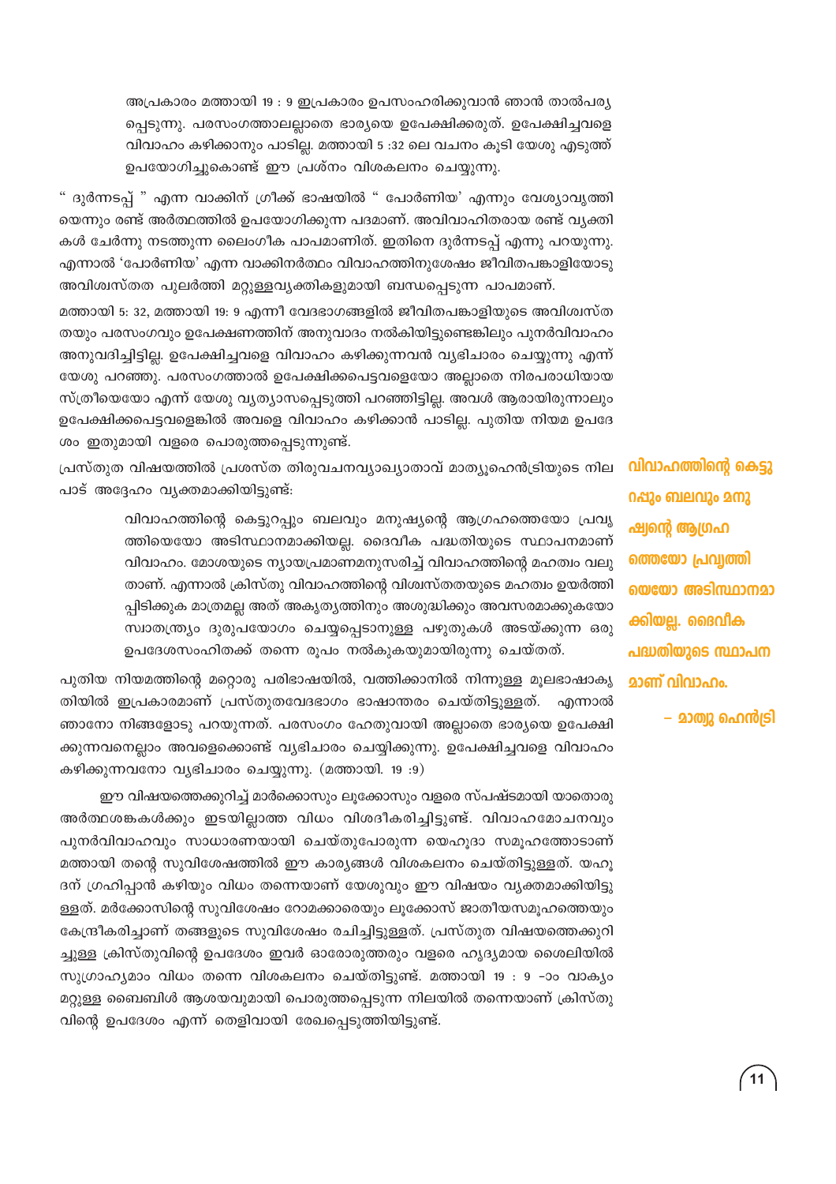> അപ്രകാരം മത്തായി 19 : 9 ഇപ്രകാരം ഉപസംഹരിക്കുവാൻ ഞാൻ താൽപര്യപ്പെടുന്നു. പരസംഗത്താലല്ലാതെ ഭാര്യയെ ഉപേക്ഷിക്കരുത്. ഉപേക്ഷിച്ചവളെ വിവാഹം കഴിക്കാനും പാടില്ല. മത്തായി 5 :32 ലെ വചനം കൂടി യേശു എടുത്ത് ഉപയോഗിച്ചുകൊണ്ട് ഈ പ്രശ്നം വിശകലനം ചെയ്യുന്നു.

" ദുർന്നടപ്പ് " എന്ന വാക്കിന് ഗ്രീക്ക് ഭാഷയിൽ " പോർണിയ' എന്നും വേശ്യാവൃത്തിയെന്നും രണ്ട് അർത്ഥത്തിൽ ഉപയോഗിക്കുന്ന പദമാണ്. അവിവാഹിതരായ രണ്ട് വ്യക്തികൾ ചേർന്നു നടത്തുന്ന ലൈംഗീക പാപമാണിത്. ഇതിനെ ദുർന്നടപ്പ് എന്നു പറയുന്നു. എന്നാൽ 'പോർണിയ' എന്ന വാക്കിനർത്ഥം വിവാഹത്തിനുശേഷം ജീവിതപങ്കാളിയോടു അവിശ്വസ്തത പുലർത്തി മറ്റുള്ളവ്യക്തികളുമായി ബന്ധപ്പെടുന്ന പാപമാണ്.

മത്തായി 5: 32, മത്തായി 19: 9 എന്നീ വേദഭാഗങ്ങളിൽ ജീവിതപങ്കാളിയുടെ അവിശ്വസ്തതയും പരസംഗവും ഉപേക്ഷണത്തിന് അനുവാദം നൽകിയിട്ടുണ്ടെങ്കിലും പുനർവിവാഹം അനുവദിച്ചിട്ടില്ല. ഉപേക്ഷിച്ചവളെ വിവാഹം കഴിക്കുന്നവൻ വ്യഭിചാരം ചെയ്യുന്നു എന്ന് യേശു പറഞ്ഞു. പരസംഗത്താൽ ഉപേക്ഷിക്കപ്പെട്ടവളെയോ അല്ലാതെ നിരപരാധിയായ സ്ത്രീയെയോ എന്ന് യേശു വ്യത്യാസപ്പെടുത്തി പറഞ്ഞിട്ടില്ല. അവൾ ആരായിരുന്നാലും ഉപേക്ഷിക്കപ്പെട്ടവളെങ്കിൽ അവളെ വിവാഹം കഴിക്കാൻ പാടില്ല. പുതിയ നിയമ ഉപദേശം ഇതുമായി വളരെ പൊരുത്തപ്പെടുന്നുണ്ട്.

പ്രസ്തുത വിഷയത്തിൽ പ്രശസ്ത തിരുവചനവ്യാഖ്യാതാവ് മാത്യൂഹെൻട്രിയുടെ നിലപാട് അദ്ദേഹം വ്യക്തമാക്കിയിട്ടുണ്ട്:

> വിവാഹത്തിന്റെ കെട്ടുറപ്പും ബലവും മനുഷ്യന്റെ ആഗ്രഹത്തെയോ പ്രവൃത്തിയെയോ അടിസ്ഥാനമാക്കിയല്ല. ദൈവീക പദ്ധതിയുടെ സ്ഥാപനമാണ് വിവാഹം. മോശയുടെ ന്യായപ്രമാണമനുസരിച്ച് വിവാഹത്തിന്റെ മഹത്വം വലുതാണ്. എന്നാൽ ക്രിസ്തു വിവാഹത്തിന്റെ വിശ്വസ്തതയുടെ മഹത്വം ഉയർത്തിപ്പിടിക്കുക മാത്രമല്ല അത് അകൃത്യത്തിനും അശുദ്ധിക്കും അവസരമാക്കുകയോ സ്വാതന്ത്ര്യം ദുരുപയോഗം ചെയ്യപ്പെടാനുള്ള പഴുതുകൾ അടയ്ക്കുന്ന ഒരു ഉപദേശസംഹിതക്ക് തന്നെ രൂപം നൽകുകയുമായിരുന്നു ചെയ്തത്.

**വിവാഹത്തിന്റെ കെട്ടുറപ്പും ബലവും മനുഷ്യന്റെ ആഗ്രഹത്തെയോ പ്രവൃത്തിയെയോ അടിസ്ഥാനമാക്കിയല്ല. ദൈവീക പദ്ധതിയുടെ സ്ഥാപനമാണ് വിവാഹം.**

**– മാത്യു ഹെൻട്രി**

പുതിയ നിയമത്തിന്റെ മറ്റൊരു പരിഭാഷയിൽ, വത്തിക്കാനിൽ നിന്നുള്ള മൂലഭാഷാകൃതിയിൽ ഇപ്രകാരമാണ് പ്രസ്തുതവേദഭാഗം ഭാഷാന്തരം ചെയ്തിട്ടുള്ളത്. എന്നാൽ ഞാനോ നിങ്ങളോടു പറയുന്നത്. പരസംഗം ഹേതുവായി അല്ലാതെ ഭാര്യയെ ഉപേക്ഷിക്കുന്നവനെല്ലാം അവളെക്കൊണ്ട് വ്യഭിചാരം ചെയ്യിക്കുന്നു. ഉപേക്ഷിച്ചവളെ വിവാഹം കഴിക്കുന്നവനോ വ്യഭിചാരം ചെയ്യുന്നു. (മത്തായി. 19 :9)

ഈ വിഷയത്തെക്കുറിച്ച് മാർക്കൊസും ലൂക്കോസും വളരെ സ്പഷ്ടമായി യാതൊരു അർത്ഥശങ്കകൾക്കും ഇടയില്ലാത്ത വിധം വിശദീകരിച്ചിട്ടുണ്ട്. വിവാഹമോചനവും പുനർവിവാഹവും സാധാരണയായി ചെയ്തുപോരുന്ന യെഹൂദാ സമൂഹത്തോടാണ് മത്തായി തന്റെ സുവിശേഷത്തിൽ ഈ കാര്യങ്ങൾ വിശകലനം ചെയ്തിട്ടുള്ളത്. യഹൂദന് ഗ്രഹിപ്പാൻ കഴിയും വിധം തന്നെയാണ് യേശുവും ഈ വിഷയം വ്യക്തമാക്കിയിട്ടുള്ളത്. മർക്കോസിന്റെ സുവിശേഷം റോമക്കാരെയും ലൂക്കോസ് ജാതീയസമൂഹത്തെയും കേന്ദ്രീകരിച്ചാണ് തങ്ങളുടെ സുവിശേഷം രചിച്ചിട്ടുള്ളത്. പ്രസ്തുത വിഷയത്തെക്കുറിച്ചുള്ള ക്രിസ്തുവിന്റെ ഉപദേശം ഇവർ ഓരോരുത്തരും വളരെ ഹൃദ്യമായ ശൈലിയിൽ സുഗ്രാഹ്യമാം വിധം തന്നെ വിശകലനം ചെയ്തിട്ടുണ്ട്. മത്തായി 19 : 9 -ാം വാക്യം മറ്റുള്ള ബൈബിൾ ആശയവുമായി പൊരുത്തപ്പെടുന്ന നിലയിൽ തന്നെയാണ് ക്രിസ്തുവിന്റെ ഉപദേശം എന്ന് തെളിവായി രേഖപ്പെടുത്തിയിട്ടുണ്ട്.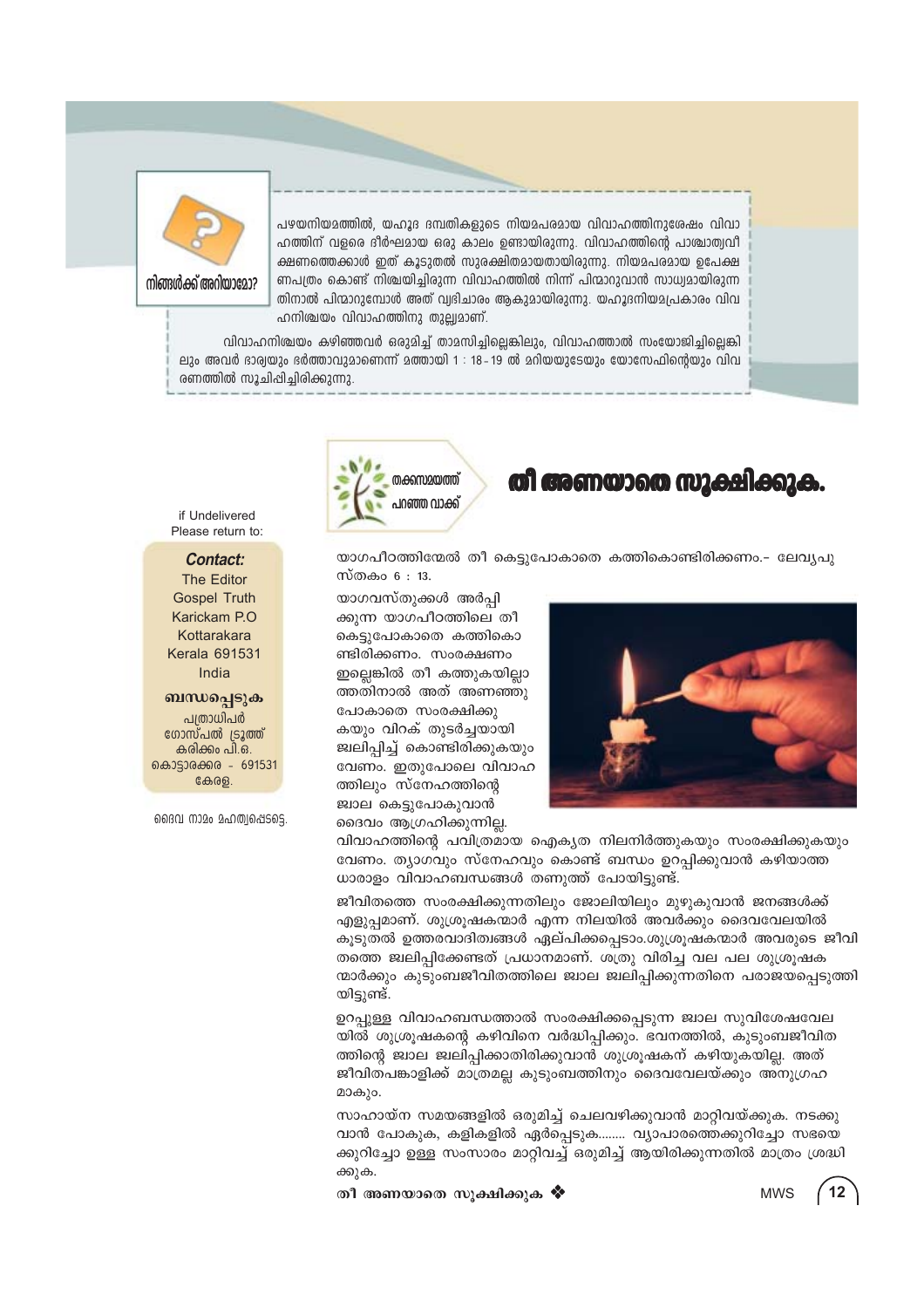**നിങ്ങൾക്ക് അറിയാമോ?**

പഴയനിയമത്തിൽ, യഹൂദ ദമ്പതികളുടെ നിയമപരമായ വിവാഹത്തിനുശേഷം വിവാഹത്തിന് വളരെ ദീർഘമായ ഒരു കാലം ഉണ്ടായിരുന്നു. വിവാഹത്തിന്റെ പാശ്ചാത്യവീക്ഷണത്തെക്കാൾ ഇത് കൂടുതൽ സുരക്ഷിതമായതായിരുന്നു. നിയമപരമായ ഉപേക്ഷണപത്രം കൊണ്ട് നിശ്ചയിച്ചിരുന്ന വിവാഹത്തിൽ നിന്ന് പിന്മാറുവാൻ സാധ്യമായിരുന്നു. പിന്മാറാതിരിക്കുമ്പോൾ അത് വ്യഭിചാരം ആകുമായിരുന്നു. യഹൂദനിയമപ്രകാരം വിവാഹനിശ്ചയം വിവാഹത്തിനു തുല്യമാണ്.

വിവാഹനിശ്ചയം കഴിഞ്ഞവർ ഒരുമിച്ച് താമസിച്ചില്ലെങ്കിലും, വിവാഹത്താൽ സംയോജിച്ചില്ലെങ്കിലും അവർ ഭാര്യയും ഭർത്താവുമാണെന്ന് മത്തായി 1 : 18 - 19 ൽ മറിയയുടേയും യോസേഫിന്റെയും വിവരണത്തിൽ സൂചിപ്പിച്ചിരിക്കുന്നു.

if Undelivered
Please return to:

**Contact:**
The Editor
Gospel Truth
Karickam P.O
Kottarakara
Kerala 691531
India

**ബന്ധപ്പെടുക**
പത്രാധിപർ
ഗോസ്പൽ ട്രൂത്ത്
കരിക്കം പി.ഒ.
കൊട്ടാരക്കര - 691531
കേരള.

ദൈവ നാമം മഹത്വപ്പെടട്ടെ.

തക്കസമയത്ത് പറഞ്ഞ വാക്ക്

# തീ അണയാതെ സൂക്ഷിക്കുക.

യാഗപീഠത്തിന്മേൽ തീ കെട്ടുപോകാതെ കത്തികൊണ്ടിരിക്കണം.- ലേവ്യപുസ്തകം 6 : 13.

യാഗവസ്തുക്കൾ അർപ്പിക്കുന്ന യാഗപീഠത്തിലെ തീ കെട്ടുപോകാതെ കത്തികൊണ്ടിരിക്കണം. സംരക്ഷണം ഇല്ലെങ്കിൽ തീ കത്തുകയില്ലാത്തതിനാൽ അത് അണഞ്ഞുപോകാതെ സംരക്ഷിക്കുകയും വിറക് തുടർച്ചയായി ജ്വലിപ്പിച്ച് കൊണ്ടിരിക്കുകയും വേണം. ഇതുപോലെ വിവാഹത്തിലും സ്നേഹത്തിന്റെ ജ്വാല കെട്ടുപോകുവാൻ ദൈവം ആഗ്രഹിക്കുന്നില്ല. വിവാഹത്തിന്റെ പവിത്രമായ ഐക്യത നിലനിർത്തുകയും സംരക്ഷിക്കുകയും വേണം. ത്യാഗവും സ്നേഹവും കൊണ്ട് ബന്ധം ഉറപ്പിക്കുവാൻ കഴിയാത്ത ധാരാളം വിവാഹബന്ധങ്ങൾ തണുത്ത് പോയിട്ടുണ്ട്.

ജീവിതത്തെ സംരക്ഷിക്കുന്നതിലും ജോലിയിലും മുഴുകുവാൻ ജനങ്ങൾക്ക് എളുപ്പമാണ്. ശുശ്രൂഷകന്മാർ എന്ന നിലയിൽ അവർക്കും ദൈവവേലയിൽ കൂടുതൽ ഉത്തരവാദിത്വങ്ങൾ ഏല്പിക്കപ്പെട്ടാം.ശുശ്രൂഷകന്മാർ അവരുടെ ജീവിതത്തെ ജ്വലിപ്പിക്കേണ്ടത് പ്രധാനമാണ്. ശത്രു വിരിച്ച വല പല ശുശ്രൂഷകന്മാർക്കും കുടുംബജീവിതത്തിലെ ജ്വാല ജ്വലിപ്പിക്കുന്നതിനെ പരാജയപ്പെടുത്തിയിട്ടുണ്ട്.

ഉറപ്പുള്ള വിവാഹബന്ധത്താൽ സംരക്ഷിക്കപ്പെടുന്ന ജ്വാല സുവിശേഷവേലയിൽ ശുശ്രൂഷകന്റെ കഴിവിനെ വർദ്ധിപ്പിക്കും. ഭവനത്തിൽ, കുടുംബജീവിതത്തിന്റെ ജ്വാല ജ്വലിപ്പിക്കാതിരിക്കുവാൻ ശുശ്രൂഷകന് കഴിയുകയില്ല. അത് ജീവിതപങ്കാളിക്ക് മാത്രമല്ല കുടുംബത്തിനും ദൈവവേലയ്ക്കും അനുഗ്രഹമാകും.

സാഹായ്ന സമയങ്ങളിൽ ഒരുമിച്ച് ചെലവഴിക്കുവാൻ മാറ്റിവയ്ക്കുക. നടക്കുവാൻ പോകുക, കളികളിൽ ഏർപ്പെടുക........ വ്യാപാരത്തെക്കുറിച്ചോ സഭയെക്കുറിച്ചോ ഉള്ള സംസാരം മാറ്റിവച്ച് ഒരുമിച്ച് ആയിരിക്കുന്നതിൽ മാത്രം ശ്രദ്ധിക്കുക.

**തീ അണയാതെ സൂക്ഷിക്കുക** ❖

MWS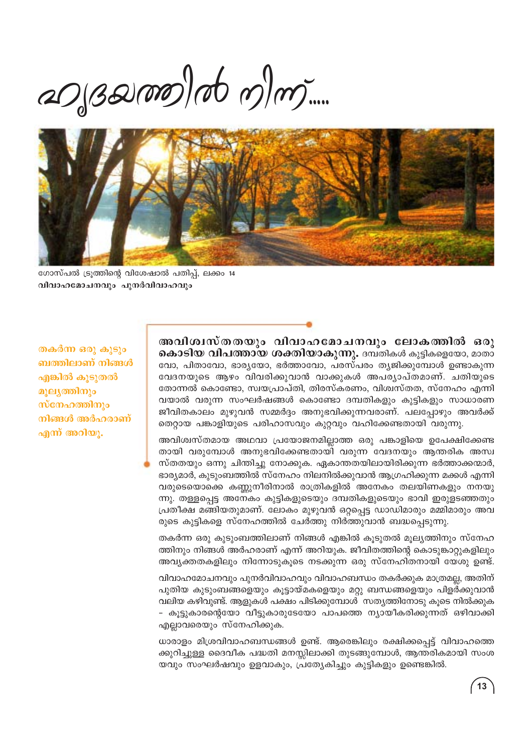# ഹൃദയത്തിൽ നിന്ന്.....

ഗോസ്പൽ ട്രൂത്തിന്റെ വിശേഷാൽ പതിപ്പ്, ലക്കം 14
**വിവാഹമോചനവും പുനർവിവാഹവും**

തകർന്ന ഒരു കുടുംബത്തിലാണ് നിങ്ങൾ എങ്കിൽ കൂടുതൽ മൂല്യത്തിനും സ്നേഹത്തിനും നിങ്ങൾ അർഹരാണ് എന്ന് അറിയൂ.

**അവിശ്വസ്തതയും വിവാഹമോചനവും ലോകത്തിൽ ഒരു കൊടിയ വിപത്തായ ശക്തിയാകുന്നു.** ദമ്പതികൾ കുട്ടികളെയോ, മാതാവോ, പിതാവോ, ഭാര്യയോ, ഭർത്താവോ, പരസ്പരം ത്യജിക്കുമ്പോൾ ഉണ്ടാകുന്ന വേദനയുടെ ആഴം വിവരിക്കുവാൻ വാക്കുകൾ അപര്യാപ്തമാണ്. ചതിയുടെ തോന്നൽ കൊണ്ടോ, സ്വയപ്രാപ്തി, തിരസ്കരണം, വിശ്വസ്തത, സ്നേഹം എന്നിവയാൽ വരുന്ന സംഘർഷങ്ങൾ കൊണ്ടോ ദമ്പതികളും കുട്ടികളും സാധാരണ ജീവിതകാലം മുഴുവൻ സമ്മർദ്ദം അനുഭവിക്കുന്നവരാണ്. പലപ്പോഴും അവർക്ക് തെറ്റായ പങ്കാളിയുടെ പരിഹാസവും കുറ്റവും വഹിക്കേണ്ടതായി വരുന്നു.

അവിശ്വസ്തമായ അഥവാ പ്രയോജനമില്ലാത്ത ഒരു പങ്കാളിയെ ഉപേക്ഷിക്കേണ്ടതായി വരുമ്പോൾ അനുഭവിക്കേണ്ടതായി വരുന്ന വേദനയും ആന്തരിക അസ്വസ്തതയും ഒന്നു ചിന്തിച്ചു നോക്കുക. ഏകാന്തതയിലായിരിക്കുന്ന ഭർത്താക്കന്മാർ, ഭാര്യമാർ, കുടുംബത്തിൽ സ്നേഹം നിലനിൽക്കുവാൻ ആഗ്രഹിക്കുന്ന മക്കൾ എന്നിവരുടെയൊക്കെ കണ്ണുനീരിനാൽ രാത്രികളിൽ അനേകം തലയിണകളും നനയുന്നു. തള്ളപ്പെട്ട അനേകം കുട്ടികളുടെയും ദമ്പതികളുടെയും ഭാവി ഇരുളടഞ്ഞതും പ്രതീക്ഷ മങ്ങിയതുമാണ്. ലോകം മുഴുവൻ ഒറ്റപ്പെട്ട ഡാഡിമാരും മമ്മിമാരും അവരുടെ കുട്ടികളെ സ്നേഹത്തിൽ ചേർത്തു നിർത്തുവാൻ ബദ്ധപ്പെടുന്നു.

തകർന്ന ഒരു കുടുംബത്തിലാണ് നിങ്ങൾ എങ്കിൽ കൂടുതൽ മൂല്യത്തിനും സ്നേഹത്തിനും നിങ്ങൾ അർഹരാണ് എന്ന് അറിയുക. ജീവിതത്തിന്റെ കൊടുങ്കാറ്റുകളിലും അവ്യക്തതകളിലും നിന്നോടുകൂടെ നടക്കുന്ന ഒരു സ്നേഹിതനായി യേശു ഉണ്ട്.

വിവാഹമോചനവും പുനർവിവാഹവും വിവാഹബന്ധം തകർക്കുക മാത്രമല്ല, അതിന് പുതിയ കുടുംബങ്ങളെയും കൂട്ടായ്മകളെയും മറ്റു ബന്ധങ്ങളെയും പിളർക്കുവാൻ വലിയ കഴിവുണ്ട്. ആളുകൾ പക്ഷം പിടിക്കുമ്പോൾ സത്യത്തിനോടു കൂടെ നിൽക്കുക – കൂട്ടുകാരന്റെയോ വീട്ടുകാരുടേയോ പാപത്തെ ന്യായീകരിക്കുന്നത് ഒഴിവാക്കി എല്ലാവരെയും സ്നേഹിക്കുക.

ധാരാളം മിശ്രവിവാഹബന്ധങ്ങൾ ഉണ്ട്. ആരെങ്കിലും രക്ഷിക്കപ്പെട്ട് വിവാഹത്തെക്കുറിച്ചുള്ള ദൈവീക പദ്ധതി മനസ്സിലാക്കി തുടങ്ങുമ്പോൾ, ആന്തരികമായി സംശയവും സംഘർഷവും ഉളവാകും, പ്രത്യേകിച്ചും കുട്ടികളും ഉണ്ടെങ്കിൽ.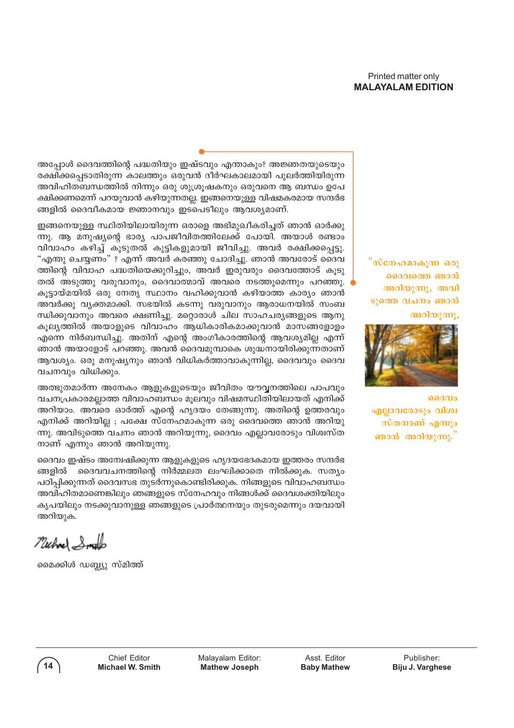Printed matter only
**MALAYALAM EDITION**

അപ്പോൾ ദൈവത്തിന്റെ പദ്ധതിയും ഇഷ്ടവും എന്താകും? അജ്ഞതയുടെയും രക്ഷിക്കപ്പെടാതിരുന്ന കാലത്തും ഒരുവൻ ദീർഘകാലമായി പുലർത്തിയിരുന്ന അവിഹിതബന്ധത്തിൽ നിന്നും ഒരു ശുശ്രൂഷകനും ഒരുവനെ ആ ബന്ധം ഉപേക്ഷിക്കണമെന്ന് പറയുവാൻ കഴിയുന്നതല്ല. ഇങ്ങനെയുള്ള വിഷമകരമായ സന്ദർഭങ്ങളിൽ ദൈവീകമായ ജ്ഞാനവും ഇടപെടീലും ആവശ്യമാണ്.

ഇങ്ങനെയുള്ള സ്ഥിതിയിലായിരുന്ന ഒരാളെ അഭിമുഖീകരിച്ചത് ഞാൻ ഓർക്കുന്നു. ആ മനുഷ്യന്റെ ഭാര്യ പാപജീവിതത്തിലേക്ക് പോയി. അയാൾ രണ്ടാം വിവാഹം കഴിച്ച് കൂടുതൽ കുട്ടികളുമായി ജീവിച്ചു. അവർ രക്ഷിക്കപ്പെട്ടു. "എന്തു ചെയ്യണം" ? എന്ന് അവർ കരഞ്ഞു ചോദിച്ചു. ഞാൻ അവരോട് ദൈവത്തിന്റെ വിവാഹ പദ്ധതിയെക്കുറിച്ചും, അവർ ഇരുവരും ദൈവത്തോട് കൂടുതൽ അടുത്തു വരുവാനും, ദൈവാത്മാവ് അവരെ നടത്തുമെന്നും പറഞ്ഞു. കൂട്ടായ്മയിൽ ഒരു നേതൃ സ്ഥാനം വഹിക്കുവാൻ കഴിയാത്ത കാര്യം ഞാൻ അവർക്കു വ്യക്തമാക്കി. സഭയിൽ കടന്നു വരുവാനും ആരാധനയിൽ സംബന്ധിക്കുവാനും അവരെ ക്ഷണിച്ചു. മറ്റൊരാൾ ചില സാഹചര്യങ്ങളുടെ ആനുകൂല്യത്തിൽ അയാളുടെ വിവാഹം ആധികാരികമാക്കുവാൻ മാസങ്ങളോളം എന്നെ നിർബന്ധിച്ചു. അതിന് എന്റെ അംഗീകാരത്തിന്റെ ആവശ്യമില്ല എന്ന് ഞാൻ അയാളോട് പറഞ്ഞു. അവൻ ദൈവമുമ്പാകെ ശുദ്ധനായിരിക്കുന്നതാണ് ആവശ്യം. ഒരു മനുഷ്യനും ഞാൻ വിധികർത്താവാകുന്നില്ല, ദൈവവും ദൈവവചനവും വിധിക്കും.

അത്ഭുതമാർന്ന അനേകം ആളുകളുടെയും ജീവിതം യൗവ്വനത്തിലെ പാപവും വചനപ്രകാരമല്ലാത്ത വിവാഹബന്ധം മൂലവും വിഷമസ്ഥിതിയിലായത് എനിക്ക് അറിയാം. അവരെ ഓർത്ത് എന്റെ ഹൃദയം തേങ്ങുന്നു. അതിന്റെ ഉത്തരവും എനിക്ക് അറിയില്ല ; പക്ഷേ സ്നേഹമാകുന്ന ഒരു ദൈവത്തെ ഞാൻ അറിയുന്നു. അവിടുത്തെ വചനം ഞാൻ അറിയുന്നു, ദൈവം എല്ലാവരോടും വിശ്വസ്തനാണ് എന്നും ഞാൻ അറിയുന്നു.

ദൈവം ഇഷ്ടം അന്വേഷിക്കുന്ന ആളുകളുടെ ഹൃദയഭേദകമായ ഇത്തരം സന്ദർഭങ്ങളിൽ ദൈവവചനത്തിന്റെ നിർമ്മലത ലംഘിക്കാതെ നിൽക്കുക. സത്യം പഠിപ്പിക്കുന്നത് ദൈവസഭ തുടർന്നുകൊണ്ടിരിക്കുക. നിങ്ങളുടെ വിവാഹബന്ധം അവിഹിതമാണെങ്കിലും ഞങ്ങളുടെ സ്നേഹവും നിങ്ങൾക്ക് ദൈവശക്തിയിലും കൃപയിലും നടക്കുവാനുള്ള ഞങ്ങളുടെ പ്രാർത്ഥനയും തുടരുമെന്നും ദയവായി അറിയുക.

*Michael Smith*

മൈക്കിൾ ഡബ്ല്യു സ്മിത്ത്

"സ്നേഹമാകുന്ന ഒരു ദൈവത്തെ ഞാൻ അറിയുന്നു, അവിടുത്തെ വചനം ഞാൻ അറിയുന്നു,

ദൈവം എല്ലാവരോടും വിശ്വസ്തനാണ് എന്നും ഞാൻ അറിയുന്നു."

Chief Editor **Michael W. Smith** | Malayalam Editor: **Mathew Joseph** | Asst. Editor **Baby Mathew** | Publisher: **Biju J. Varghese**